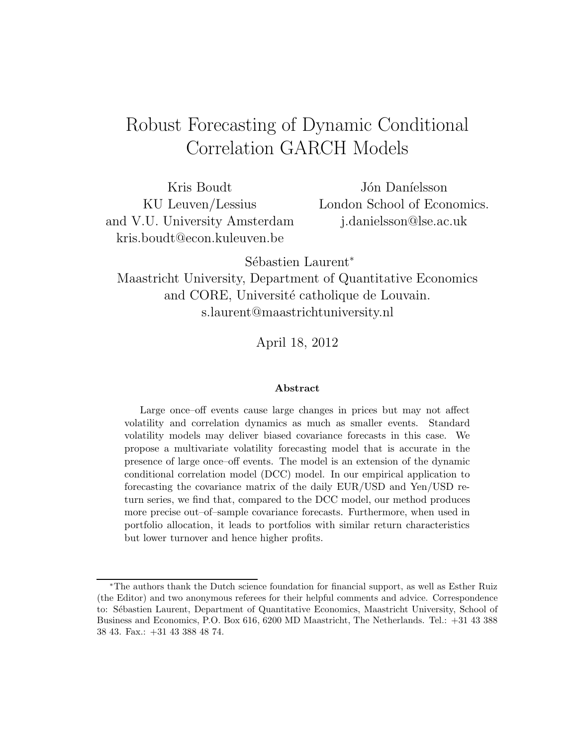# Robust Forecasting of Dynamic Conditional Correlation GARCH Models

Kris Boudt
KU Leuven/Lessius
and V.U. University Amsterdam
kris.boudt@econ.kuleuven.be

Jón Daníelsson
London School of Economics.
j.danielsson@lse.ac.uk

Sébastien Laurent*
Maastricht University, Department of Quantitative Economics
and CORE, Université catholique de Louvain.
s.laurent@maastrichtuniversity.nl

April 18, 2012

### Abstract

Large once–off events cause large changes in prices but may not affect volatility and correlation dynamics as much as smaller events. Standard volatility models may deliver biased covariance forecasts in this case. We propose a multivariate volatility forecasting model that is accurate in the presence of large once–off events. The model is an extension of the dynamic conditional correlation model (DCC) model. In our empirical application to forecasting the covariance matrix of the daily EUR/USD and Yen/USD return series, we find that, compared to the DCC model, our method produces more precise out–of–sample covariance forecasts. Furthermore, when used in portfolio allocation, it leads to portfolios with similar return characteristics but lower turnover and hence higher profits.

---

*The authors thank the Dutch science foundation for financial support, as well as Esther Ruiz (the Editor) and two anonymous referees for their helpful comments and advice. Correspondence to: Sébastien Laurent, Department of Quantitative Economics, Maastricht University, School of Business and Economics, P.O. Box 616, 6200 MD Maastricht, The Netherlands. Tel.: +31 43 388 38 43. Fax.: +31 43 388 48 74.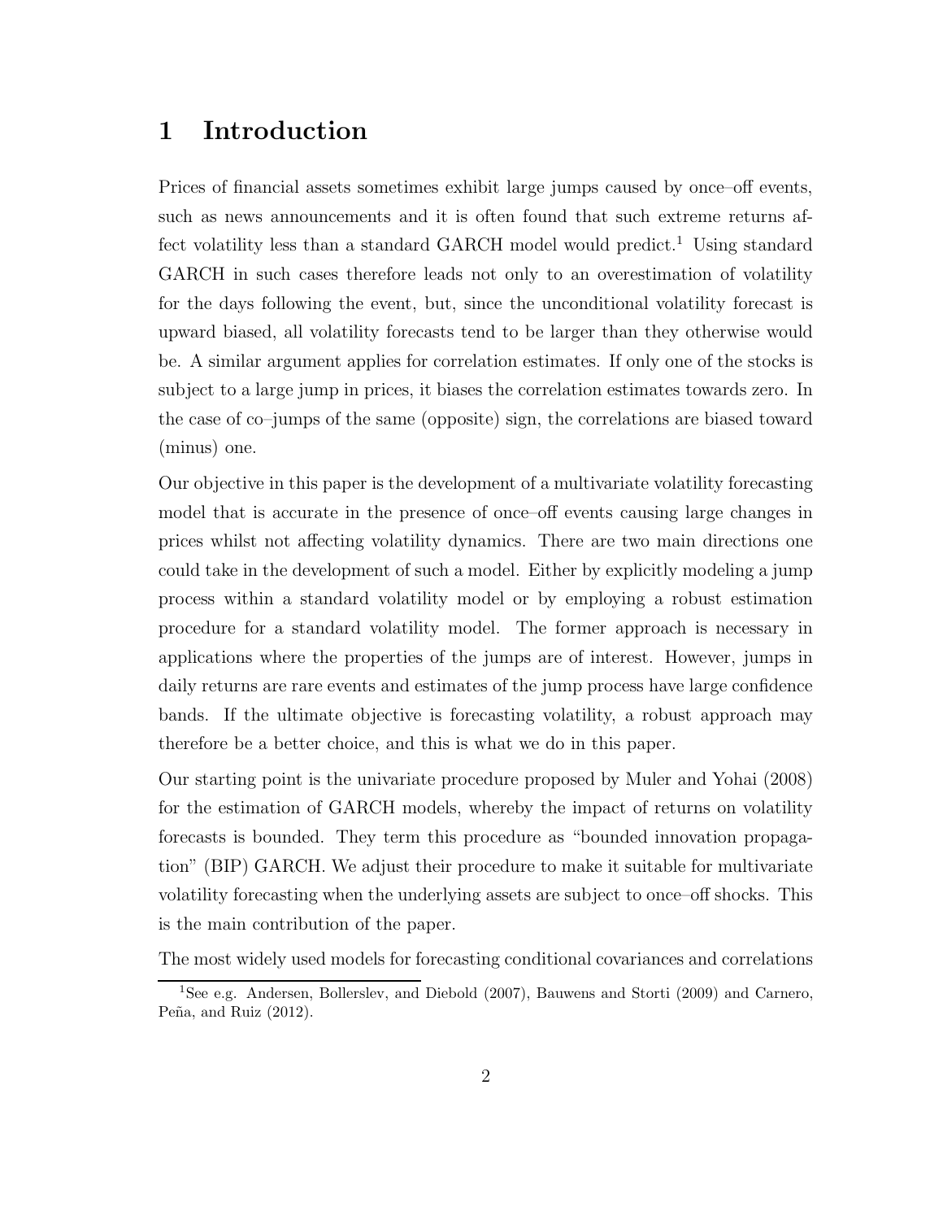# 1 Introduction

Prices of financial assets sometimes exhibit large jumps caused by once–off events, such as news announcements and it is often found that such extreme returns affect volatility less than a standard GARCH model would predict.[1] Using standard GARCH in such cases therefore leads not only to an overestimation of volatility for the days following the event, but, since the unconditional volatility forecast is upward biased, all volatility forecasts tend to be larger than they otherwise would be. A similar argument applies for correlation estimates. If only one of the stocks is subject to a large jump in prices, it biases the correlation estimates towards zero. In the case of co–jumps of the same (opposite) sign, the correlations are biased toward (minus) one.

Our objective in this paper is the development of a multivariate volatility forecasting model that is accurate in the presence of once–off events causing large changes in prices whilst not affecting volatility dynamics. There are two main directions one could take in the development of such a model. Either by explicitly modeling a jump process within a standard volatility model or by employing a robust estimation procedure for a standard volatility model. The former approach is necessary in applications where the properties of the jumps are of interest. However, jumps in daily returns are rare events and estimates of the jump process have large confidence bands. If the ultimate objective is forecasting volatility, a robust approach may therefore be a better choice, and this is what we do in this paper.

Our starting point is the univariate procedure proposed by Muler and Yohai (2008) for the estimation of GARCH models, whereby the impact of returns on volatility forecasts is bounded. They term this procedure as "bounded innovation propagation" (BIP) GARCH. We adjust their procedure to make it suitable for multivariate volatility forecasting when the underlying assets are subject to once–off shocks. This is the main contribution of the paper.

The most widely used models for forecasting conditional covariances and correlations

[1] See e.g. Andersen, Bollerslev, and Diebold (2007), Bauwens and Storti (2009) and Carnero, Peña, and Ruiz (2012).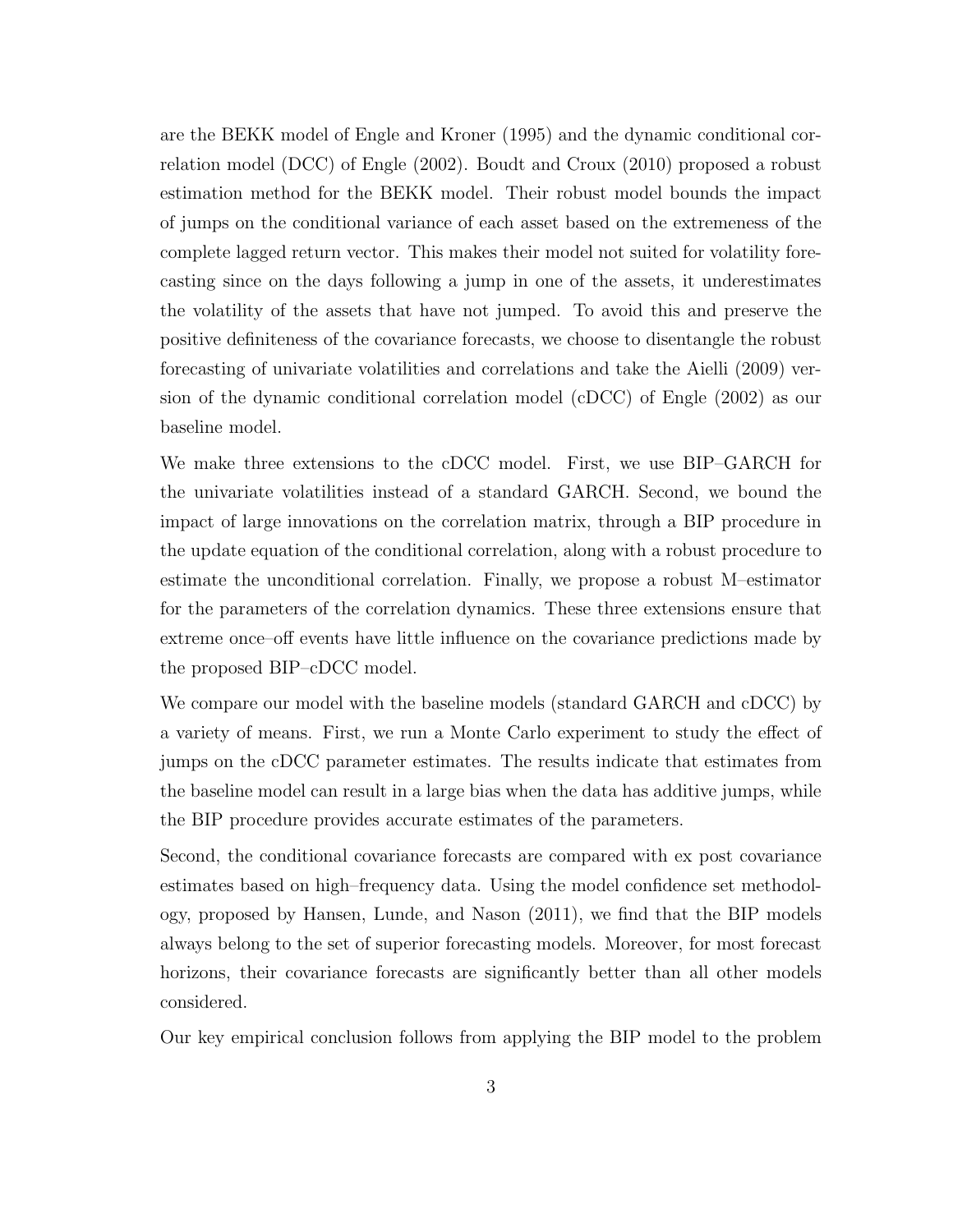are the BEKK model of Engle and Kroner (1995) and the dynamic conditional correlation model (DCC) of Engle (2002). Boudt and Croux (2010) proposed a robust estimation method for the BEKK model. Their robust model bounds the impact of jumps on the conditional variance of each asset based on the extremeness of the complete lagged return vector. This makes their model not suited for volatility forecasting since on the days following a jump in one of the assets, it underestimates the volatility of the assets that have not jumped. To avoid this and preserve the positive definiteness of the covariance forecasts, we choose to disentangle the robust forecasting of univariate volatilities and correlations and take the Aielli (2009) version of the dynamic conditional correlation model (cDCC) of Engle (2002) as our baseline model.

We make three extensions to the cDCC model. First, we use BIP–GARCH for the univariate volatilities instead of a standard GARCH. Second, we bound the impact of large innovations on the correlation matrix, through a BIP procedure in the update equation of the conditional correlation, along with a robust procedure to estimate the unconditional correlation. Finally, we propose a robust M–estimator for the parameters of the correlation dynamics. These three extensions ensure that extreme once–off events have little influence on the covariance predictions made by the proposed BIP–cDCC model.

We compare our model with the baseline models (standard GARCH and cDCC) by a variety of means. First, we run a Monte Carlo experiment to study the effect of jumps on the cDCC parameter estimates. The results indicate that estimates from the baseline model can result in a large bias when the data has additive jumps, while the BIP procedure provides accurate estimates of the parameters.

Second, the conditional covariance forecasts are compared with ex post covariance estimates based on high–frequency data. Using the model confidence set methodology, proposed by Hansen, Lunde, and Nason (2011), we find that the BIP models always belong to the set of superior forecasting models. Moreover, for most forecast horizons, their covariance forecasts are significantly better than all other models considered.

Our key empirical conclusion follows from applying the BIP model to the problem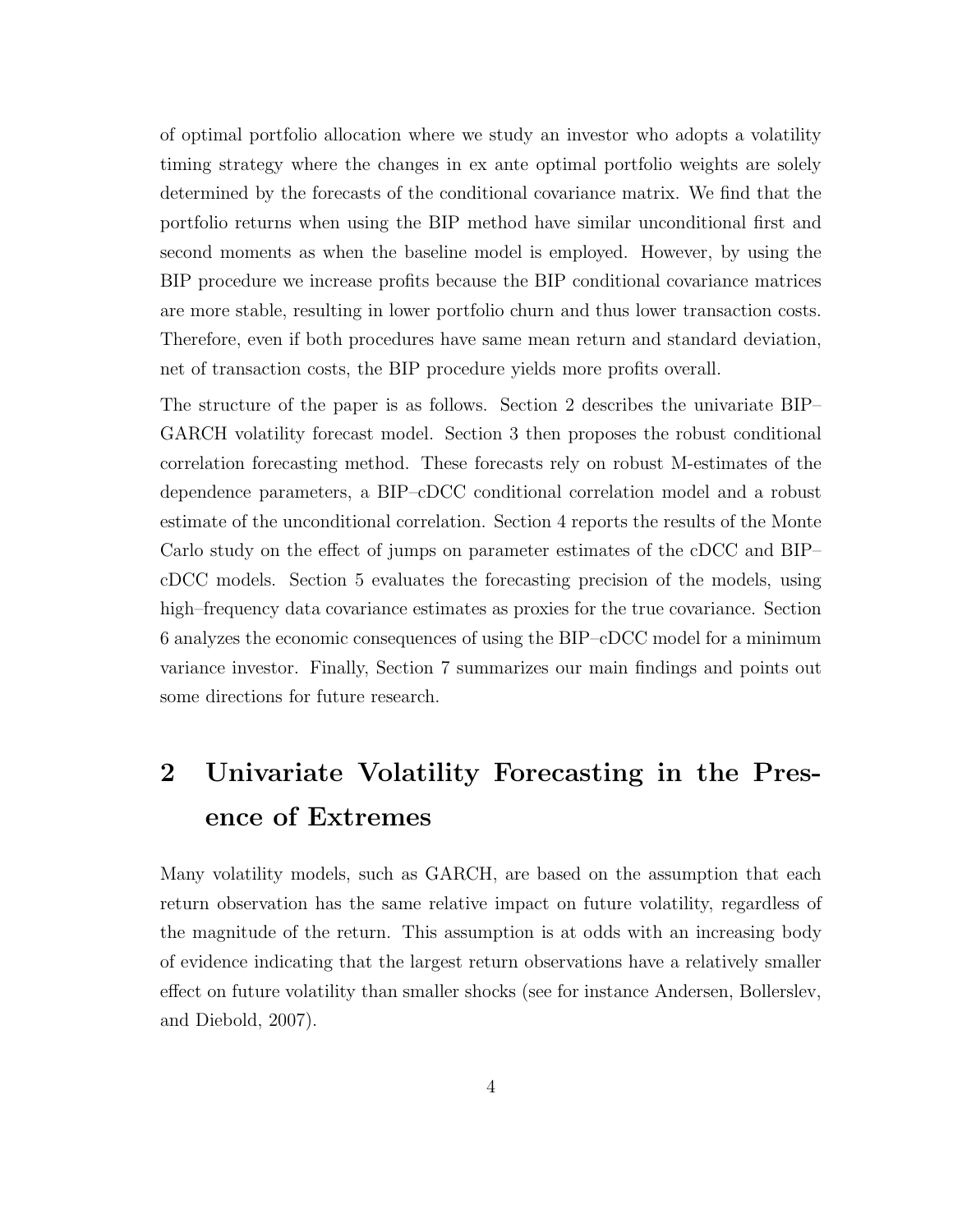of optimal portfolio allocation where we study an investor who adopts a volatility timing strategy where the changes in ex ante optimal portfolio weights are solely determined by the forecasts of the conditional covariance matrix. We find that the portfolio returns when using the BIP method have similar unconditional first and second moments as when the baseline model is employed. However, by using the BIP procedure we increase profits because the BIP conditional covariance matrices are more stable, resulting in lower portfolio churn and thus lower transaction costs. Therefore, even if both procedures have same mean return and standard deviation, net of transaction costs, the BIP procedure yields more profits overall.

The structure of the paper is as follows. Section 2 describes the univariate BIP–GARCH volatility forecast model. Section 3 then proposes the robust conditional correlation forecasting method. These forecasts rely on robust M-estimates of the dependence parameters, a BIP–cDCC conditional correlation model and a robust estimate of the unconditional correlation. Section 4 reports the results of the Monte Carlo study on the effect of jumps on parameter estimates of the cDCC and BIP–cDCC models. Section 5 evaluates the forecasting precision of the models, using high–frequency data covariance estimates as proxies for the true covariance. Section 6 analyzes the economic consequences of using the BIP–cDCC model for a minimum variance investor. Finally, Section 7 summarizes our main findings and points out some directions for future research.

# 2 Univariate Volatility Forecasting in the Presence of Extremes

Many volatility models, such as GARCH, are based on the assumption that each return observation has the same relative impact on future volatility, regardless of the magnitude of the return. This assumption is at odds with an increasing body of evidence indicating that the largest return observations have a relatively smaller effect on future volatility than smaller shocks (see for instance Andersen, Bollerslev, and Diebold, 2007).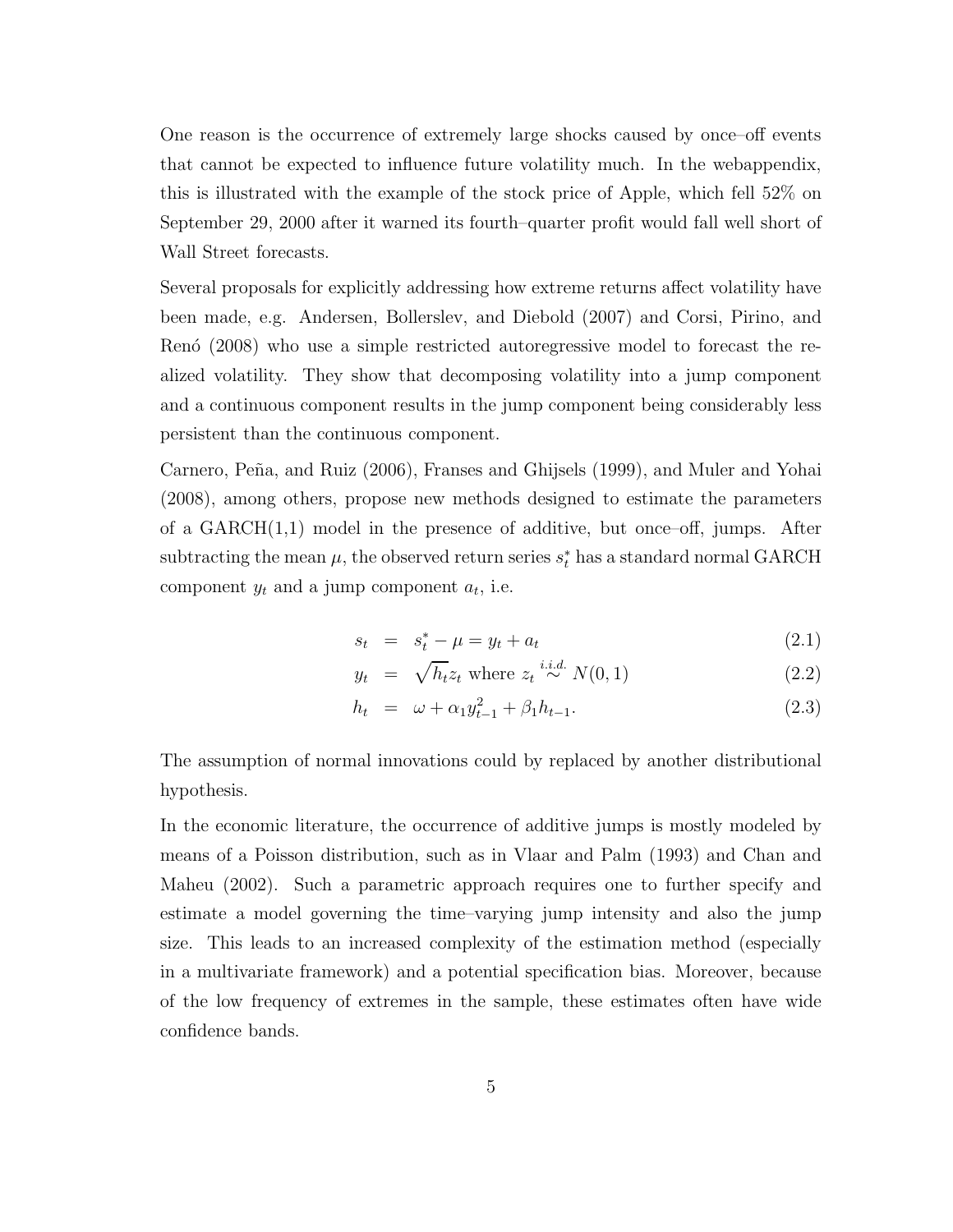One reason is the occurrence of extremely large shocks caused by once–off events that cannot be expected to influence future volatility much. In the webappendix, this is illustrated with the example of the stock price of Apple, which fell 52% on September 29, 2000 after it warned its fourth–quarter profit would fall well short of Wall Street forecasts.

Several proposals for explicitly addressing how extreme returns affect volatility have been made, e.g. Andersen, Bollerslev, and Diebold (2007) and Corsi, Pirino, and Renó (2008) who use a simple restricted autoregressive model to forecast the realized volatility. They show that decomposing volatility into a jump component and a continuous component results in the jump component being considerably less persistent than the continuous component.

Carnero, Peña, and Ruiz (2006), Franses and Ghijsels (1999), and Muler and Yohai (2008), among others, propose new methods designed to estimate the parameters of a GARCH(1,1) model in the presence of additive, but once–off, jumps. After subtracting the mean $\mu$, the observed return series $s_t^*$ has a standard normal GARCH component $y_t$ and a jump component $a_t$, i.e.

$$s_t = s_t^* - \mu = y_t + a_t \tag{2.1}$$

$$y_t = \sqrt{h_t} z_t \text{ where } z_t \overset{i.i.d.}{\sim} N(0,1) \tag{2.2}$$

$$h_t = \omega + \alpha_1 y_{t-1}^2 + \beta_1 h_{t-1}. \tag{2.3}$$

The assumption of normal innovations could by replaced by another distributional hypothesis.

In the economic literature, the occurrence of additive jumps is mostly modeled by means of a Poisson distribution, such as in Vlaar and Palm (1993) and Chan and Maheu (2002). Such a parametric approach requires one to further specify and estimate a model governing the time–varying jump intensity and also the jump size. This leads to an increased complexity of the estimation method (especially in a multivariate framework) and a potential specification bias. Moreover, because of the low frequency of extremes in the sample, these estimates often have wide confidence bands.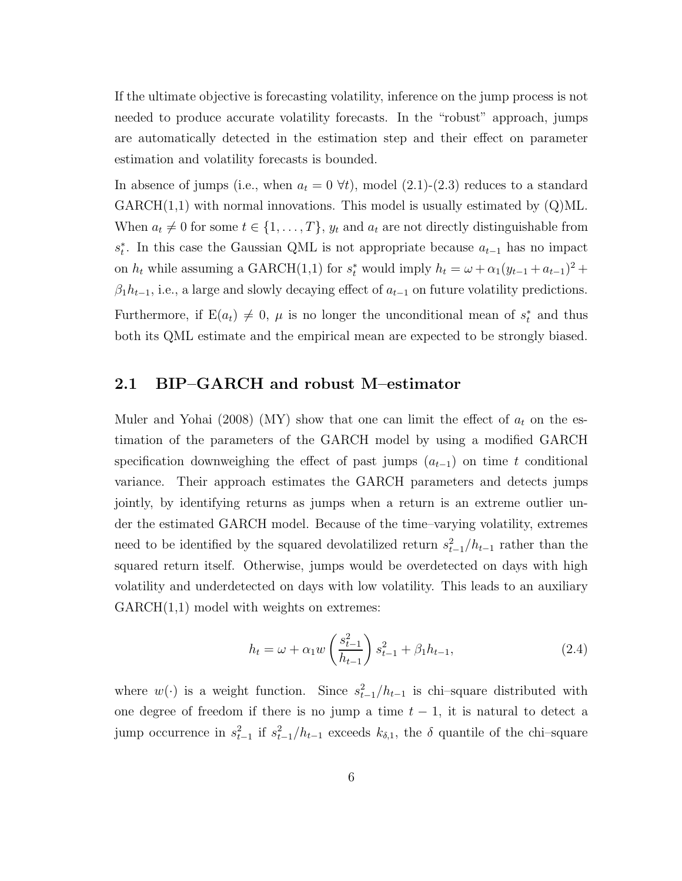If the ultimate objective is forecasting volatility, inference on the jump process is not needed to produce accurate volatility forecasts. In the "robust" approach, jumps are automatically detected in the estimation step and their effect on parameter estimation and volatility forecasts is bounded.

In absence of jumps (i.e., when $a_t = 0 \ \forall t$), model (2.1)-(2.3) reduces to a standard GARCH(1,1) with normal innovations. This model is usually estimated by (Q)ML. When $a_t \neq 0$ for some $t \in \{1, \ldots, T\}$, $y_t$ and $a_t$ are not directly distinguishable from $s_t^*$. In this case the Gaussian QML is not appropriate because $a_{t-1}$ has no impact on $h_t$ while assuming a GARCH(1,1) for $s_t^*$ would imply $h_t = \omega + \alpha_1 (y_{t-1} + a_{t-1})^2 + \beta_1 h_{t-1}$, i.e., a large and slowly decaying effect of $a_{t-1}$ on future volatility predictions. Furthermore, if $\mathrm{E}(a_t) \neq 0$, $\mu$ is no longer the unconditional mean of $s_t^*$ and thus both its QML estimate and the empirical mean are expected to be strongly biased.

## 2.1 BIP–GARCH and robust M–estimator

Muler and Yohai (2008) (MY) show that one can limit the effect of $a_t$ on the estimation of the parameters of the GARCH model by using a modified GARCH specification downweighing the effect of past jumps ($a_{t-1}$) on time $t$ conditional variance. Their approach estimates the GARCH parameters and detects jumps jointly, by identifying returns as jumps when a return is an extreme outlier under the estimated GARCH model. Because of the time–varying volatility, extremes need to be identified by the squared devolatilized return $s_{t-1}^2/h_{t-1}$ rather than the squared return itself. Otherwise, jumps would be overdetected on days with high volatility and underdetected on days with low volatility. This leads to an auxiliary GARCH(1,1) model with weights on extremes:

$$h_t = \omega + \alpha_1 w \left( \frac{s_{t-1}^2}{h_{t-1}} \right) s_{t-1}^2 + \beta_1 h_{t-1}, \tag{2.4}$$

where $w(\cdot)$ is a weight function. Since $s_{t-1}^2/h_{t-1}$ is chi–square distributed with one degree of freedom if there is no jump a time $t-1$, it is natural to detect a jump occurrence in $s_{t-1}^2$ if $s_{t-1}^2/h_{t-1}$ exceeds $k_{\delta,1}$, the $\delta$ quantile of the chi–square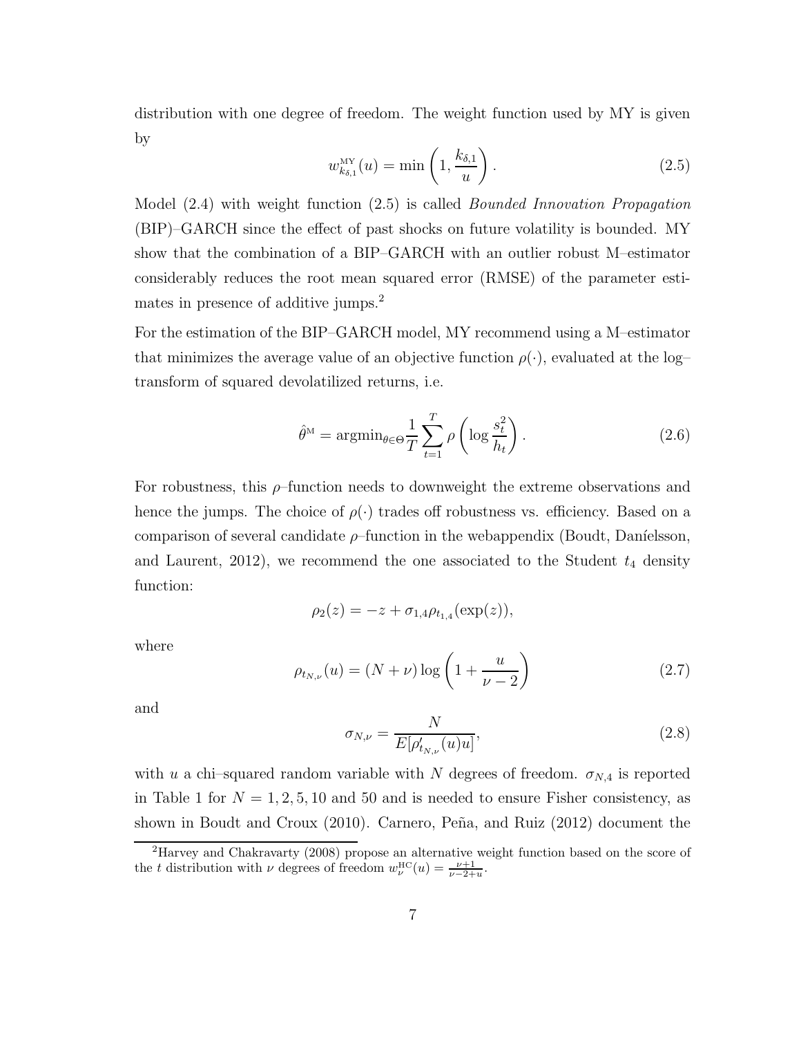distribution with one degree of freedom. The weight function used by MY is given by

$$w^{\text{MY}}_{k_{\delta,1}}(u) = \min\left(1, \frac{k_{\delta,1}}{u}\right). \tag{2.5}$$

Model (2.4) with weight function (2.5) is called *Bounded Innovation Propagation* (BIP)–GARCH since the effect of past shocks on future volatility is bounded. MY show that the combination of a BIP–GARCH with an outlier robust M–estimator considerably reduces the root mean squared error (RMSE) of the parameter estimates in presence of additive jumps.[2]

For the estimation of the BIP–GARCH model, MY recommend using a M–estimator that minimizes the average value of an objective function $\rho(\cdot)$, evaluated at the log–transform of squared devolatilized returns, i.e.

$$\hat{\theta}^{\text{M}} = \text{argmin}_{\theta\in\Theta}\frac{1}{T}\sum_{t=1}^{T}\rho\left(\log\frac{s_t^2}{h_t}\right). \tag{2.6}$$

For robustness, this $\rho$–function needs to downweight the extreme observations and hence the jumps. The choice of $\rho(\cdot)$ trades off robustness vs. efficiency. Based on a comparison of several candidate $\rho$–function in the webappendix (Boudt, Daníelsson, and Laurent, 2012), we recommend the one associated to the Student $t_4$ density function:

$$\rho_2(z) = -z + \sigma_{1,4}\rho_{t_{1,4}}(\exp(z)),$$

where

$$\rho_{t_{N,\nu}}(u) = (N+\nu)\log\left(1+\frac{u}{\nu-2}\right) \tag{2.7}$$

and

$$\sigma_{N,\nu} = \frac{N}{E[\rho'_{t_{N,\nu}}(u)u]}, \tag{2.8}$$

with $u$ a chi–squared random variable with $N$ degrees of freedom. $\sigma_{N,4}$ is reported in Table 1 for $N = 1, 2, 5, 10$ and 50 and is needed to ensure Fisher consistency, as shown in Boudt and Croux (2010). Carnero, Peña, and Ruiz (2012) document the

[2] Harvey and Chakravarty (2008) propose an alternative weight function based on the score of the $t$ distribution with $\nu$ degrees of freedom $w^{\text{HC}}_{\nu}(u) = \frac{\nu+1}{\nu-2+u}$.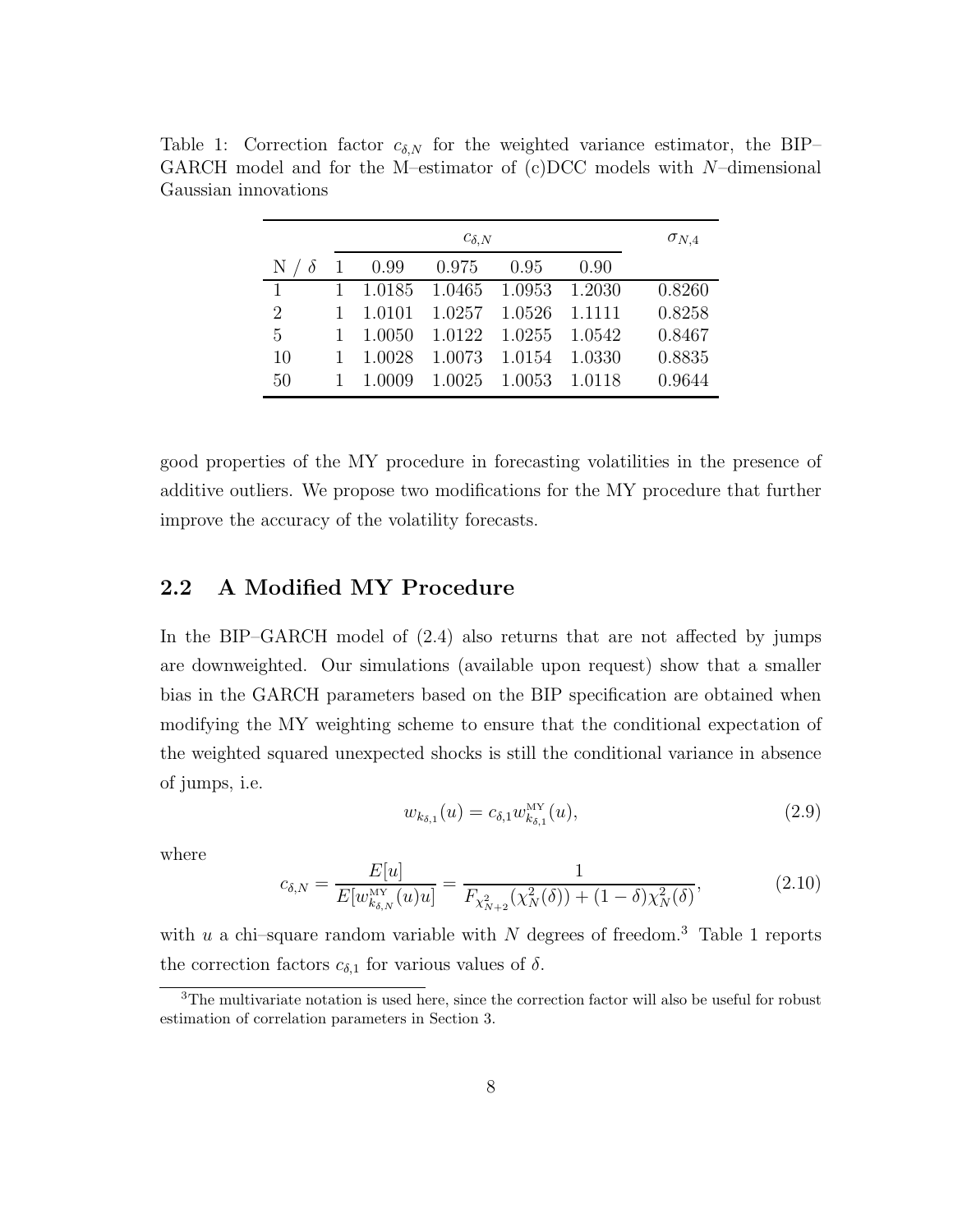Table 1: Correction factor $c_{\delta,N}$ for the weighted variance estimator, the BIP–GARCH model and for the M–estimator of (c)DCC models with $N$–dimensional Gaussian innovations

| | $c_{\delta,N}$ | | | | | $\sigma_{N,4}$ |
|---|---|---|---|---|---|---|
| N / $\delta$ | 1 | 0.99 | 0.975 | 0.95 | 0.90 | |
| 1 | 1 | 1.0185 | 1.0465 | 1.0953 | 1.2030 | 0.8260 |
| 2 | 1 | 1.0101 | 1.0257 | 1.0526 | 1.1111 | 0.8258 |
| 5 | 1 | 1.0050 | 1.0122 | 1.0255 | 1.0542 | 0.8467 |
| 10 | 1 | 1.0028 | 1.0073 | 1.0154 | 1.0330 | 0.8835 |
| 50 | 1 | 1.0009 | 1.0025 | 1.0053 | 1.0118 | 0.9644 |

good properties of the MY procedure in forecasting volatilities in the presence of additive outliers. We propose two modifications for the MY procedure that further improve the accuracy of the volatility forecasts.

## 2.2 A Modified MY Procedure

In the BIP–GARCH model of (2.4) also returns that are not affected by jumps are downweighted. Our simulations (available upon request) show that a smaller bias in the GARCH parameters based on the BIP specification are obtained when modifying the MY weighting scheme to ensure that the conditional expectation of the weighted squared unexpected shocks is still the conditional variance in absence of jumps, i.e.

$$w_{k_{\delta,1}}(u) = c_{\delta,1} w^{\text{MY}}_{k_{\delta,1}}(u), \tag{2.9}$$

where

$$c_{\delta,N} = \frac{E[u]}{E[w^{\text{MY}}_{k_{\delta,N}}(u)u]} = \frac{1}{F_{\chi^2_{N+2}}(\chi^2_N(\delta)) + (1-\delta)\chi^2_N(\delta)}, \tag{2.10}$$

with $u$ a chi–square random variable with $N$ degrees of freedom.[3] Table 1 reports the correction factors $c_{\delta,1}$ for various values of $\delta$.

[3] The multivariate notation is used here, since the correction factor will also be useful for robust estimation of correlation parameters in Section 3.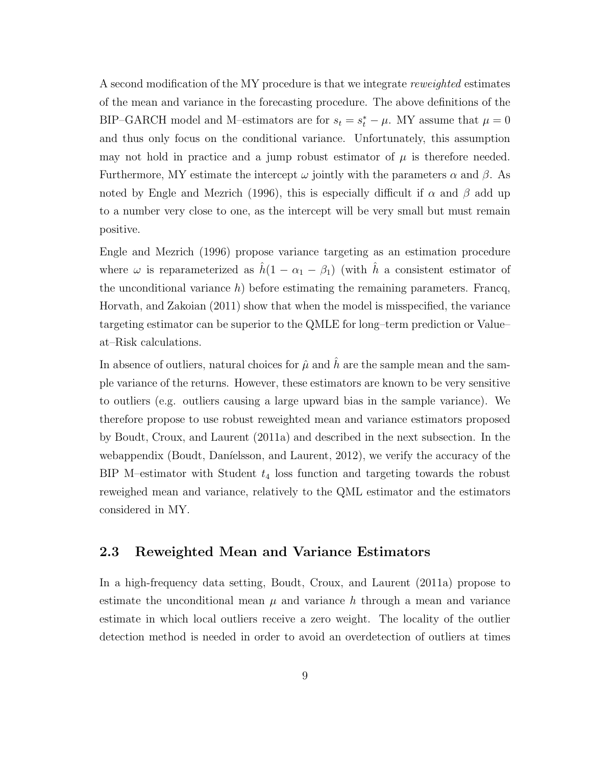A second modification of the MY procedure is that we integrate *reweighted* estimates of the mean and variance in the forecasting procedure. The above definitions of the BIP–GARCH model and M–estimators are for $s_t = s_t^* - \mu$. MY assume that $\mu = 0$ and thus only focus on the conditional variance. Unfortunately, this assumption may not hold in practice and a jump robust estimator of $\mu$ is therefore needed. Furthermore, MY estimate the intercept $\omega$ jointly with the parameters $\alpha$ and $\beta$. As noted by Engle and Mezrich (1996), this is especially difficult if $\alpha$ and $\beta$ add up to a number very close to one, as the intercept will be very small but must remain positive.

Engle and Mezrich (1996) propose variance targeting as an estimation procedure where $\omega$ is reparameterized as $\hat{h}(1 - \alpha_1 - \beta_1)$ (with $\hat{h}$ a consistent estimator of the unconditional variance $h$) before estimating the remaining parameters. Francq, Horvath, and Zakoian (2011) show that when the model is misspecified, the variance targeting estimator can be superior to the QMLE for long–term prediction or Value–at–Risk calculations.

In absence of outliers, natural choices for $\hat{\mu}$ and $\hat{h}$ are the sample mean and the sample variance of the returns. However, these estimators are known to be very sensitive to outliers (e.g. outliers causing a large upward bias in the sample variance). We therefore propose to use robust reweighted mean and variance estimators proposed by Boudt, Croux, and Laurent (2011a) and described in the next subsection. In the webappendix (Boudt, Daníelsson, and Laurent, 2012), we verify the accuracy of the BIP M–estimator with Student $t_4$ loss function and targeting towards the robust reweighed mean and variance, relatively to the QML estimator and the estimators considered in MY.

## 2.3 Reweighted Mean and Variance Estimators

In a high-frequency data setting, Boudt, Croux, and Laurent (2011a) propose to estimate the unconditional mean $\mu$ and variance $h$ through a mean and variance estimate in which local outliers receive a zero weight. The locality of the outlier detection method is needed in order to avoid an overdetection of outliers at times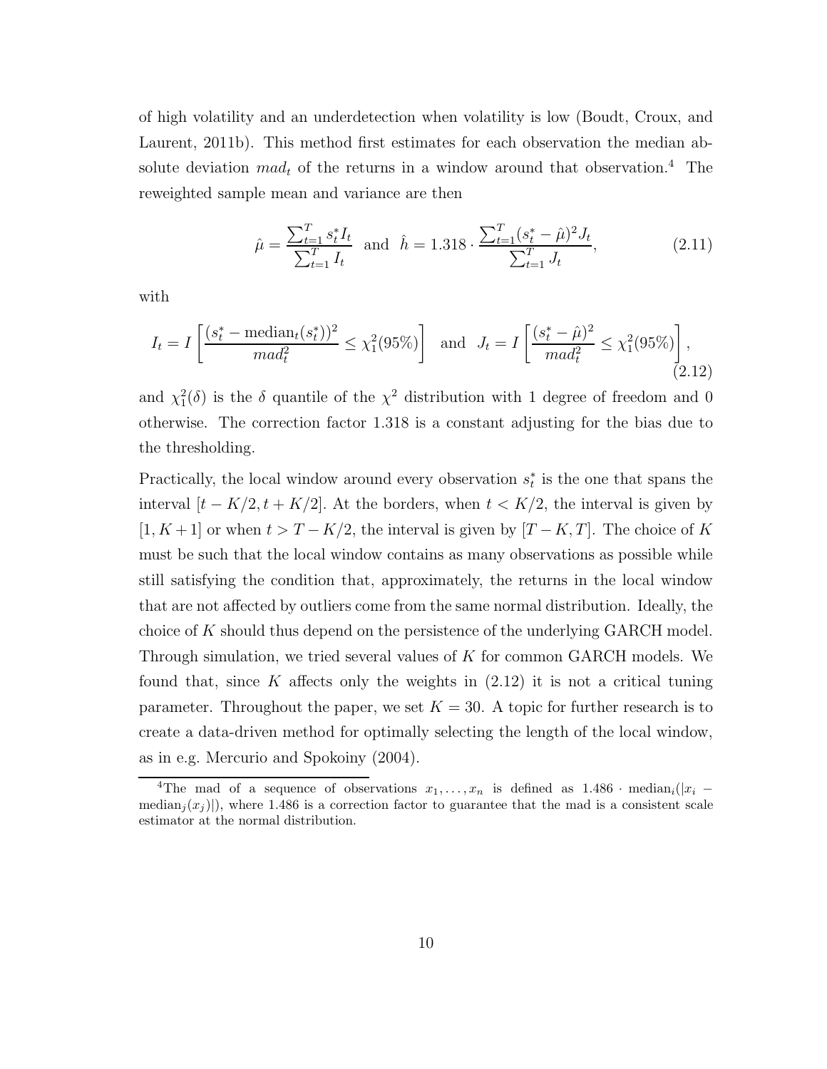of high volatility and an underdetection when volatility is low (Boudt, Croux, and Laurent, 2011b). This method first estimates for each observation the median absolute deviation $mad_t$ of the returns in a window around that observation.[4] The reweighted sample mean and variance are then

$$\hat{\mu} = \frac{\sum_{t=1}^{T} s_t^* I_t}{\sum_{t=1}^{T} I_t} \quad \text{and} \quad \hat{h} = 1.318 \cdot \frac{\sum_{t=1}^{T} (s_t^* - \hat{\mu})^2 J_t}{\sum_{t=1}^{T} J_t}, \tag{2.11}$$

with

$$I_t = I\left[\frac{(s_t^* - \text{median}_t(s_t^*))^2}{mad_t^2} \leq \chi_1^2(95\%)\right] \quad \text{and} \quad J_t = I\left[\frac{(s_t^* - \hat{\mu})^2}{mad_t^2} \leq \chi_1^2(95\%)\right], \tag{2.12}$$

and $\chi_1^2(\delta)$ is the $\delta$ quantile of the $\chi^2$ distribution with 1 degree of freedom and 0 otherwise. The correction factor 1.318 is a constant adjusting for the bias due to the thresholding.

Practically, the local window around every observation $s_t^*$ is the one that spans the interval $[t - K/2, t + K/2]$. At the borders, when $t < K/2$, the interval is given by $[1, K + 1]$ or when $t > T - K/2$, the interval is given by $[T - K, T]$. The choice of $K$ must be such that the local window contains as many observations as possible while still satisfying the condition that, approximately, the returns in the local window that are not affected by outliers come from the same normal distribution. Ideally, the choice of $K$ should thus depend on the persistence of the underlying GARCH model. Through simulation, we tried several values of $K$ for common GARCH models. We found that, since $K$ affects only the weights in (2.12) it is not a critical tuning parameter. Throughout the paper, we set $K = 30$. A topic for further research is to create a data-driven method for optimally selecting the length of the local window, as in e.g. Mercurio and Spokoiny (2004).

[4]The mad of a sequence of observations $x_1, \ldots, x_n$ is defined as $1.486 \cdot \text{median}_i(|x_i - \text{median}_j(x_j)|)$, where 1.486 is a correction factor to guarantee that the mad is a consistent scale estimator at the normal distribution.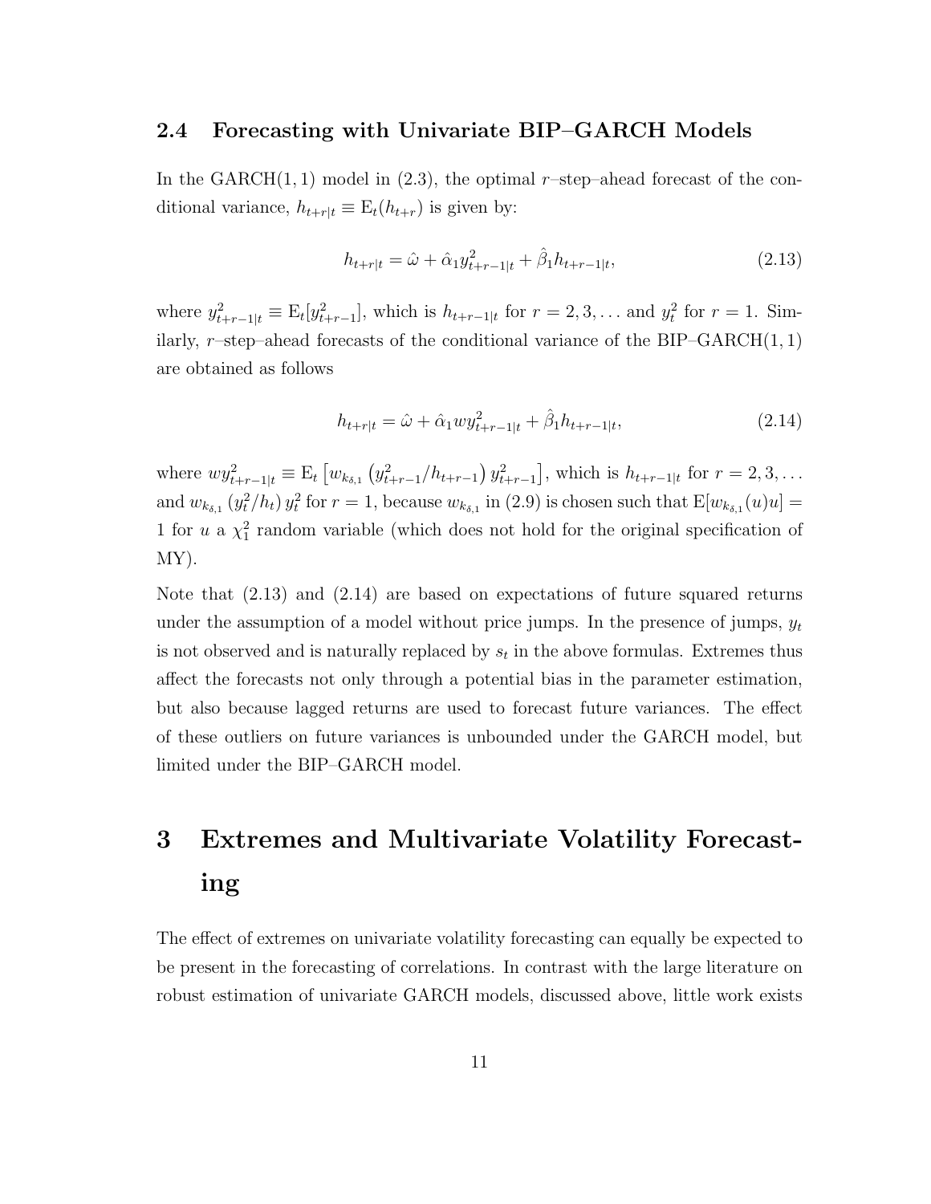### 2.4 Forecasting with Univariate BIP–GARCH Models

In the GARCH$(1,1)$ model in (2.3), the optimal $r$–step–ahead forecast of the conditional variance, $h_{t+r|t} \equiv \mathrm{E}_t(h_{t+r})$ is given by:

$$h_{t+r|t} = \hat{\omega} + \hat{\alpha}_1 y^2_{t+r-1|t} + \hat{\beta}_1 h_{t+r-1|t}, \tag{2.13}$$

where $y^2_{t+r-1|t} \equiv \mathrm{E}_t[y^2_{t+r-1}]$, which is $h_{t+r-1|t}$ for $r = 2, 3, \ldots$ and $y^2_t$ for $r = 1$. Similarly, $r$–step–ahead forecasts of the conditional variance of the BIP–GARCH$(1,1)$ are obtained as follows

$$h_{t+r|t} = \hat{\omega} + \hat{\alpha}_1 w y^2_{t+r-1|t} + \hat{\beta}_1 h_{t+r-1|t}, \tag{2.14}$$

where $wy^2_{t+r-1|t} \equiv \mathrm{E}_t \left[ w_{k_{\delta,1}} \left( y^2_{t+r-1}/h_{t+r-1} \right) y^2_{t+r-1} \right]$, which is $h_{t+r-1|t}$ for $r = 2, 3, \ldots$ and $w_{k_{\delta,1}} \left( y^2_t / h_t \right) y^2_t$ for $r = 1$, because $w_{k_{\delta,1}}$ in (2.9) is chosen such that $\mathrm{E}[w_{k_{\delta,1}}(u)u] = 1$ for $u$ a $\chi^2_1$ random variable (which does not hold for the original specification of MY).

Note that (2.13) and (2.14) are based on expectations of future squared returns under the assumption of a model without price jumps. In the presence of jumps, $y_t$ is not observed and is naturally replaced by $s_t$ in the above formulas. Extremes thus affect the forecasts not only through a potential bias in the parameter estimation, but also because lagged returns are used to forecast future variances. The effect of these outliers on future variances is unbounded under the GARCH model, but limited under the BIP–GARCH model.

# 3 Extremes and Multivariate Volatility Forecasting

The effect of extremes on univariate volatility forecasting can equally be expected to be present in the forecasting of correlations. In contrast with the large literature on robust estimation of univariate GARCH models, discussed above, little work exists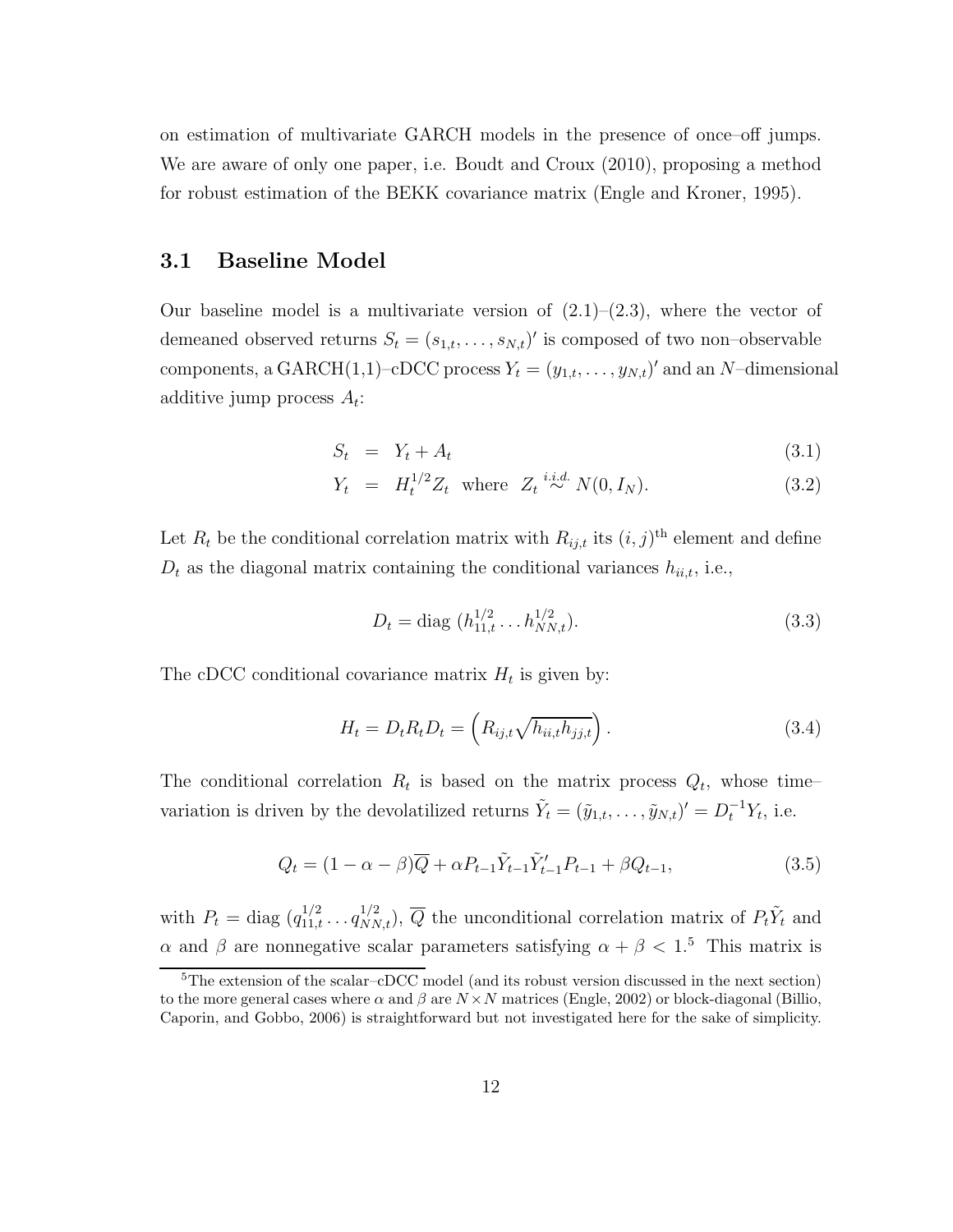on estimation of multivariate GARCH models in the presence of once–off jumps. We are aware of only one paper, i.e. Boudt and Croux (2010), proposing a method for robust estimation of the BEKK covariance matrix (Engle and Kroner, 1995).

## 3.1 Baseline Model

Our baseline model is a multivariate version of (2.1)–(2.3), where the vector of demeaned observed returns $S_t = (s_{1,t}, \ldots, s_{N,t})'$ is composed of two non–observable components, a GARCH(1,1)–cDCC process $Y_t = (y_{1,t}, \ldots, y_{N,t})'$ and an $N$–dimensional additive jump process $A_t$:

$$S_t = Y_t + A_t \tag{3.1}$$

$$Y_t = H_t^{1/2} Z_t \quad \text{where} \quad Z_t \overset{i.i.d.}{\sim} N(0, I_N). \tag{3.2}$$

Let $R_t$ be the conditional correlation matrix with $R_{ij,t}$ its $(i,j)^{\text{th}}$ element and define $D_t$ as the diagonal matrix containing the conditional variances $h_{ii,t}$, i.e.,

$$D_t = \text{diag}\,(h_{11,t}^{1/2} \ldots h_{NN,t}^{1/2}). \tag{3.3}$$

The cDCC conditional covariance matrix $H_t$ is given by:

$$H_t = D_t R_t D_t = \left( R_{ij,t} \sqrt{h_{ii,t} h_{jj,t}} \right). \tag{3.4}$$

The conditional correlation $R_t$ is based on the matrix process $Q_t$, whose time–variation is driven by the devolatilized returns $\tilde{Y}_t = (\tilde{y}_{1,t}, \ldots, \tilde{y}_{N,t})' = D_t^{-1} Y_t$, i.e.

$$Q_t = (1 - \alpha - \beta)\overline{Q} + \alpha P_{t-1} \tilde{Y}_{t-1} \tilde{Y}_{t-1}' P_{t-1} + \beta Q_{t-1}, \tag{3.5}$$

with $P_t = \text{diag}\,(q_{11,t}^{1/2} \ldots q_{NN,t}^{1/2})$, $\overline{Q}$ the unconditional correlation matrix of $P_t \tilde{Y}_t$ and $\alpha$ and $\beta$ are nonnegative scalar parameters satisfying $\alpha + \beta < 1$.[5] This matrix is

[5] The extension of the scalar–cDCC model (and its robust version discussed in the next section) to the more general cases where $\alpha$ and $\beta$ are $N \times N$ matrices (Engle, 2002) or block-diagonal (Billio, Caporin, and Gobbo, 2006) is straightforward but not investigated here for the sake of simplicity.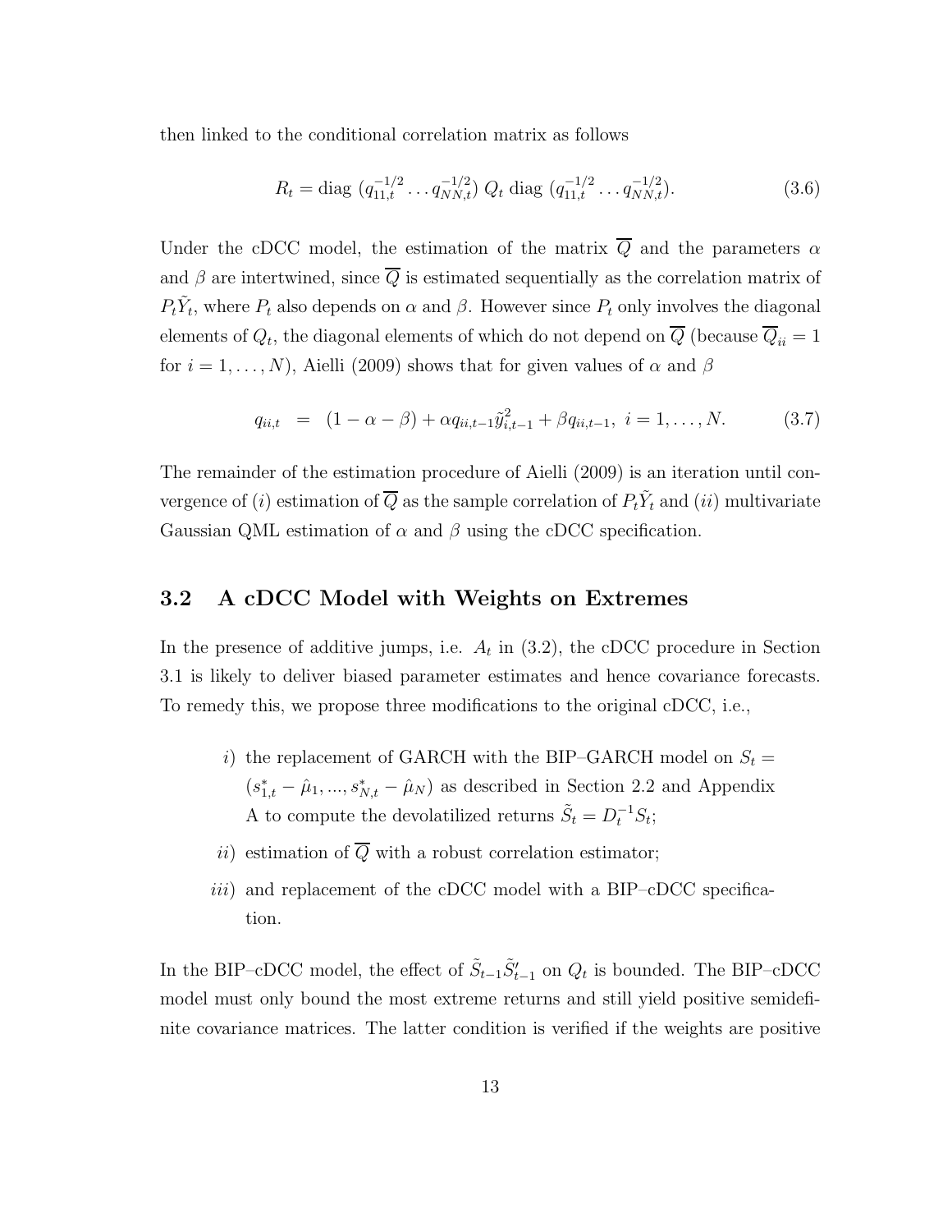then linked to the conditional correlation matrix as follows

$$R_t = \text{diag}\ (q_{11,t}^{-1/2} \dots q_{NN,t}^{-1/2})\ Q_t\ \text{diag}\ (q_{11,t}^{-1/2} \dots q_{NN,t}^{-1/2}). \tag{3.6}$$

Under the cDCC model, the estimation of the matrix $\overline{Q}$ and the parameters $\alpha$ and $\beta$ are intertwined, since $\overline{Q}$ is estimated sequentially as the correlation matrix of $P_t\tilde{Y}_t$, where $P_t$ also depends on $\alpha$ and $\beta$. However since $P_t$ only involves the diagonal elements of $Q_t$, the diagonal elements of which do not depend on $\overline{Q}$ (because $\overline{Q}_{ii} = 1$ for $i = 1, \dots, N$), Aielli (2009) shows that for given values of $\alpha$ and $\beta$

$$q_{ii,t} \;=\; (1 - \alpha - \beta) + \alpha q_{ii,t-1}\tilde{y}_{i,t-1}^2 + \beta q_{ii,t-1},\ i = 1, \dots, N. \tag{3.7}$$

The remainder of the estimation procedure of Aielli (2009) is an iteration until convergence of $(i)$ estimation of $\overline{Q}$ as the sample correlation of $P_t\tilde{Y}_t$ and $(ii)$ multivariate Gaussian QML estimation of $\alpha$ and $\beta$ using the cDCC specification.

## 3.2 A cDCC Model with Weights on Extremes

In the presence of additive jumps, i.e. $A_t$ in (3.2), the cDCC procedure in Section 3.1 is likely to deliver biased parameter estimates and hence covariance forecasts. To remedy this, we propose three modifications to the original cDCC, i.e.,

$i)$ the replacement of GARCH with the BIP–GARCH model on $S_t = (s_{1,t}^* - \hat{\mu}_1, ..., s_{N,t}^* - \hat{\mu}_N)$ as described in Section 2.2 and Appendix A to compute the devolatilized returns $\tilde{S}_t = D_t^{-1}S_t$;

$ii)$ estimation of $\overline{Q}$ with a robust correlation estimator;

$iii)$ and replacement of the cDCC model with a BIP–cDCC specification.

In the BIP–cDCC model, the effect of $\tilde{S}_{t-1}\tilde{S}_{t-1}'$ on $Q_t$ is bounded. The BIP–cDCC model must only bound the most extreme returns and still yield positive semidefinite covariance matrices. The latter condition is verified if the weights are positive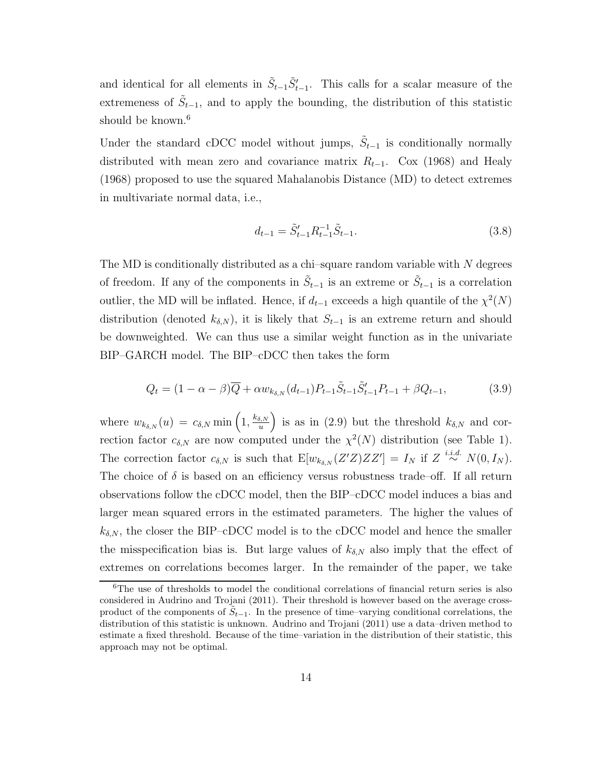and identical for all elements in $\tilde{S}_{t-1}\tilde{S}'_{t-1}$. This calls for a scalar measure of the extremeness of $\tilde{S}_{t-1}$, and to apply the bounding, the distribution of this statistic should be known.[6]

Under the standard cDCC model without jumps, $\tilde{S}_{t-1}$ is conditionally normally distributed with mean zero and covariance matrix $R_{t-1}$. Cox (1968) and Healy (1968) proposed to use the squared Mahalanobis Distance (MD) to detect extremes in multivariate normal data, i.e.,

$$d_{t-1} = \tilde{S}'_{t-1} R_{t-1}^{-1} \tilde{S}_{t-1}. \tag{3.8}$$

The MD is conditionally distributed as a chi–square random variable with $N$ degrees of freedom. If any of the components in $\tilde{S}_{t-1}$ is an extreme or $\tilde{S}_{t-1}$ is a correlation outlier, the MD will be inflated. Hence, if $d_{t-1}$ exceeds a high quantile of the $\chi^2(N)$ distribution (denoted $k_{\delta,N}$), it is likely that $S_{t-1}$ is an extreme return and should be downweighted. We can thus use a similar weight function as in the univariate BIP–GARCH model. The BIP–cDCC then takes the form

$$Q_t = (1 - \alpha - \beta)\overline{Q} + \alpha w_{k_{\delta,N}}(d_{t-1}) P_{t-1} \tilde{S}_{t-1} \tilde{S}'_{t-1} P_{t-1} + \beta Q_{t-1}, \tag{3.9}$$

where $w_{k_{\delta,N}}(u) = c_{\delta,N} \min\left(1, \frac{k_{\delta,N}}{u}\right)$ is as in (2.9) but the threshold $k_{\delta,N}$ and correction factor $c_{\delta,N}$ are now computed under the $\chi^2(N)$ distribution (see Table 1). The correction factor $c_{\delta,N}$ is such that $\mathrm{E}[w_{k_{\delta,N}}(Z'Z)ZZ'] = I_N$ if $Z \overset{i.i.d.}{\sim} N(0, I_N)$. The choice of $\delta$ is based on an efficiency versus robustness trade–off. If all return observations follow the cDCC model, then the BIP–cDCC model induces a bias and larger mean squared errors in the estimated parameters. The higher the values of $k_{\delta,N}$, the closer the BIP–cDCC model is to the cDCC model and hence the smaller the misspecification bias is. But large values of $k_{\delta,N}$ also imply that the effect of extremes on correlations becomes larger. In the remainder of the paper, we take

[6] The use of thresholds to model the conditional correlations of financial return series is also considered in Audrino and Trojani (2011). Their threshold is however based on the average cross-product of the components of $\tilde{S}_{t-1}$. In the presence of time–varying conditional correlations, the distribution of this statistic is unknown. Audrino and Trojani (2011) use a data–driven method to estimate a fixed threshold. Because of the time–variation in the distribution of their statistic, this approach may not be optimal.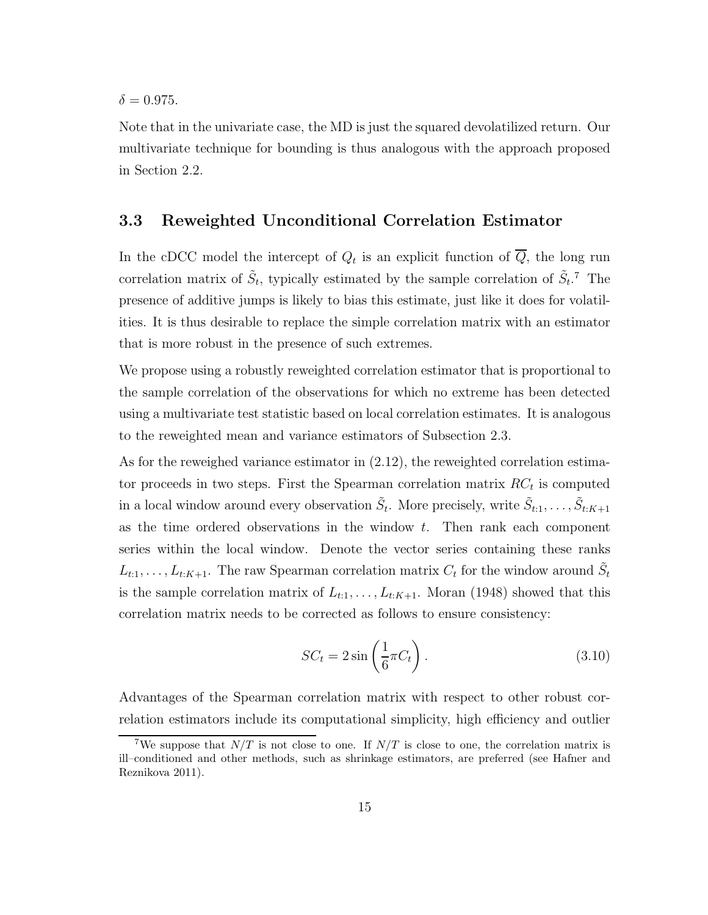$\delta = 0.975$.

Note that in the univariate case, the MD is just the squared devolatilized return. Our multivariate technique for bounding is thus analogous with the approach proposed in Section 2.2.

## 3.3 Reweighted Unconditional Correlation Estimator

In the cDCC model the intercept of $Q_t$ is an explicit function of $\overline{Q}$, the long run correlation matrix of $\tilde{S}_t$, typically estimated by the sample correlation of $\tilde{S}_t$.[7] The presence of additive jumps is likely to bias this estimate, just like it does for volatilities. It is thus desirable to replace the simple correlation matrix with an estimator that is more robust in the presence of such extremes.

We propose using a robustly reweighted correlation estimator that is proportional to the sample correlation of the observations for which no extreme has been detected using a multivariate test statistic based on local correlation estimates. It is analogous to the reweighted mean and variance estimators of Subsection 2.3.

As for the reweighed variance estimator in (2.12), the reweighted correlation estimator proceeds in two steps. First the Spearman correlation matrix $RC_t$ is computed in a local window around every observation $\tilde{S}_t$. More precisely, write $\tilde{S}_{t:1}, \ldots, \tilde{S}_{t:K+1}$ as the time ordered observations in the window $t$. Then rank each component series within the local window. Denote the vector series containing these ranks $L_{t:1}, \ldots, L_{t:K+1}$. The raw Spearman correlation matrix $C_t$ for the window around $\tilde{S}_t$ is the sample correlation matrix of $L_{t:1}, \ldots, L_{t:K+1}$. Moran (1948) showed that this correlation matrix needs to be corrected as follows to ensure consistency:

$$SC_t = 2 \sin\left(\frac{1}{6}\pi C_t\right). \tag{3.10}$$

Advantages of the Spearman correlation matrix with respect to other robust correlation estimators include its computational simplicity, high efficiency and outlier

[7] We suppose that $N/T$ is not close to one. If $N/T$ is close to one, the correlation matrix is ill–conditioned and other methods, such as shrinkage estimators, are preferred (see Hafner and Reznikova 2011).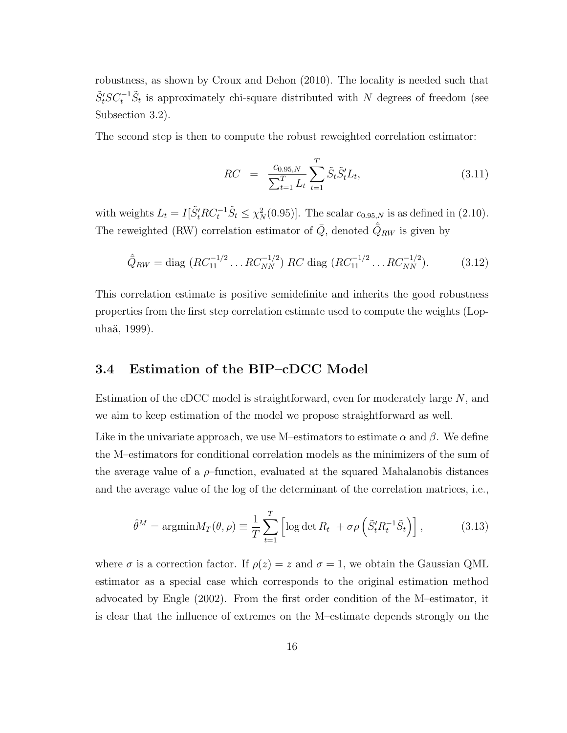robustness, as shown by Croux and Dehon (2010). The locality is needed such that $\tilde{S}_t' SC_t^{-1} \tilde{S}_t$ is approximately chi-square distributed with $N$ degrees of freedom (see Subsection 3.2).

The second step is then to compute the robust reweighted correlation estimator:

$$RC \;=\; \frac{c_{0.95,N}}{\sum_{t=1}^{T} L_t} \sum_{t=1}^{T} \tilde{S}_t \tilde{S}_t' L_t, \tag{3.11}$$

with weights $L_t = I[\tilde{S}_t' RC_t^{-1} \tilde{S}_t \leq \chi^2_N(0.95)]$. The scalar $c_{0.95,N}$ is as defined in (2.10). The reweighted (RW) correlation estimator of $\bar{Q}$, denoted $\hat{\hat{Q}}_{RW}$ is given by

$$\hat{\hat{Q}}_{RW} = \text{diag}\ (RC_{11}^{-1/2} \ldots RC_{NN}^{-1/2})\ RC\ \text{diag}\ (RC_{11}^{-1/2} \ldots RC_{NN}^{-1/2}). \tag{3.12}$$

This correlation estimate is positive semidefinite and inherits the good robustness properties from the first step correlation estimate used to compute the weights (Lopuhaä, 1999).

## 3.4 Estimation of the BIP–cDCC Model

Estimation of the cDCC model is straightforward, even for moderately large $N$, and we aim to keep estimation of the model we propose straightforward as well.

Like in the univariate approach, we use M–estimators to estimate $\alpha$ and $\beta$. We define the M–estimators for conditional correlation models as the minimizers of the sum of the average value of a $\rho$–function, evaluated at the squared Mahalanobis distances and the average value of the log of the determinant of the correlation matrices, i.e.,

$$\hat{\theta}^M = \text{argmin} M_T(\theta, \rho) \equiv \frac{1}{T} \sum_{t=1}^{T} \left[ \log \det R_t \; + \sigma \rho \left( \tilde{S}_t' R_t^{-1} \tilde{S}_t \right) \right], \tag{3.13}$$

where $\sigma$ is a correction factor. If $\rho(z) = z$ and $\sigma = 1$, we obtain the Gaussian QML estimator as a special case which corresponds to the original estimation method advocated by Engle (2002). From the first order condition of the M–estimator, it is clear that the influence of extremes on the M–estimate depends strongly on the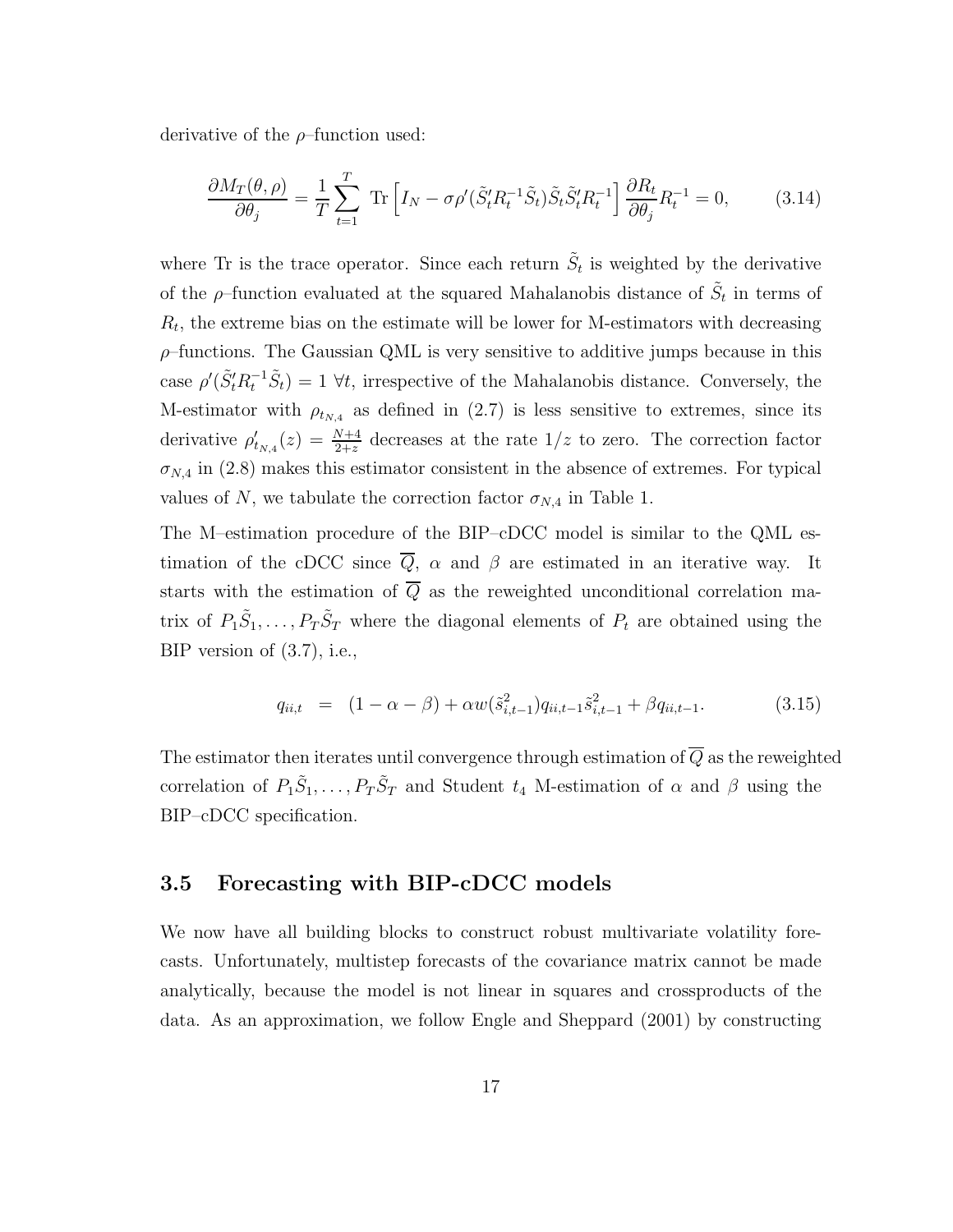derivative of the $\rho$–function used:

$$\frac{\partial M_T(\theta, \rho)}{\partial \theta_j} = \frac{1}{T} \sum_{t=1}^{T} \text{ Tr} \left[ I_N - \sigma \rho'(\tilde{S}_t' R_t^{-1} \tilde{S}_t) \tilde{S}_t \tilde{S}_t' R_t^{-1} \right] \frac{\partial R_t}{\partial \theta_j} R_t^{-1} = 0, \tag{3.14}$$

where Tr is the trace operator. Since each return $\tilde{S}_t$ is weighted by the derivative of the $\rho$–function evaluated at the squared Mahalanobis distance of $\tilde{S}_t$ in terms of $R_t$, the extreme bias on the estimate will be lower for M-estimators with decreasing $\rho$–functions. The Gaussian QML is very sensitive to additive jumps because in this case $\rho'(\tilde{S}_t' R_t^{-1} \tilde{S}_t) = 1 \; \forall t$, irrespective of the Mahalanobis distance. Conversely, the M-estimator with $\rho_{t_{N,4}}$ as defined in (2.7) is less sensitive to extremes, since its derivative $\rho'_{t_{N,4}}(z) = \frac{N+4}{2+z}$ decreases at the rate $1/z$ to zero. The correction factor $\sigma_{N,4}$ in (2.8) makes this estimator consistent in the absence of extremes. For typical values of $N$, we tabulate the correction factor $\sigma_{N,4}$ in Table 1.

The M–estimation procedure of the BIP–cDCC model is similar to the QML estimation of the cDCC since $\overline{Q}$, $\alpha$ and $\beta$ are estimated in an iterative way. It starts with the estimation of $\overline{Q}$ as the reweighted unconditional correlation matrix of $P_1\tilde{S}_1, \ldots, P_T\tilde{S}_T$ where the diagonal elements of $P_t$ are obtained using the BIP version of (3.7), i.e.,

$$q_{ii,t} \;\; = \;\; (1 - \alpha - \beta) + \alpha w(\tilde{s}_{i,t-1}^2) q_{ii,t-1} \tilde{s}_{i,t-1}^2 + \beta q_{ii,t-1}. \tag{3.15}$$

The estimator then iterates until convergence through estimation of $\overline{Q}$ as the reweighted correlation of $P_1\tilde{S}_1, \ldots, P_T\tilde{S}_T$ and Student $t_4$ M-estimation of $\alpha$ and $\beta$ using the BIP–cDCC specification.

### 3.5 Forecasting with BIP-cDCC models

We now have all building blocks to construct robust multivariate volatility forecasts. Unfortunately, multistep forecasts of the covariance matrix cannot be made analytically, because the model is not linear in squares and crossproducts of the data. As an approximation, we follow Engle and Sheppard (2001) by constructing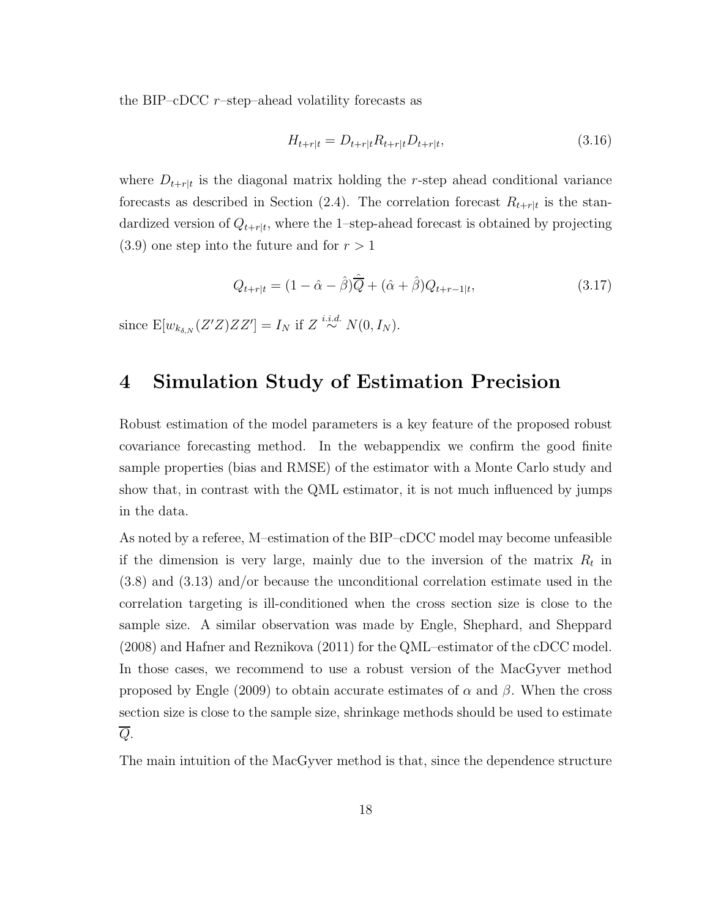the BIP–cDCC $r$–step–ahead volatility forecasts as

$$H_{t+r|t} = D_{t+r|t} R_{t+r|t} D_{t+r|t}, \tag{3.16}$$

where $D_{t+r|t}$ is the diagonal matrix holding the $r$-step ahead conditional variance forecasts as described in Section (2.4). The correlation forecast $R_{t+r|t}$ is the standardized version of $Q_{t+r|t}$, where the 1–step-ahead forecast is obtained by projecting (3.9) one step into the future and for $r > 1$

$$Q_{t+r|t} = (1 - \hat{\alpha} - \hat{\beta})\hat{\overline{Q}} + (\hat{\alpha} + \hat{\beta})Q_{t+r-1|t}, \tag{3.17}$$

since $\mathrm{E}[w_{k_{\delta,N}}(Z'Z)ZZ'] = I_N$ if $Z \overset{i.i.d.}{\sim} N(0, I_N)$.

# 4 Simulation Study of Estimation Precision

Robust estimation of the model parameters is a key feature of the proposed robust covariance forecasting method. In the webappendix we confirm the good finite sample properties (bias and RMSE) of the estimator with a Monte Carlo study and show that, in contrast with the QML estimator, it is not much influenced by jumps in the data.

As noted by a referee, M–estimation of the BIP–cDCC model may become unfeasible if the dimension is very large, mainly due to the inversion of the matrix $R_t$ in (3.8) and (3.13) and/or because the unconditional correlation estimate used in the correlation targeting is ill-conditioned when the cross section size is close to the sample size. A similar observation was made by Engle, Shephard, and Sheppard (2008) and Hafner and Reznikova (2011) for the QML–estimator of the cDCC model. In those cases, we recommend to use a robust version of the MacGyver method proposed by Engle (2009) to obtain accurate estimates of $\alpha$ and $\beta$. When the cross section size is close to the sample size, shrinkage methods should be used to estimate $\overline{Q}$.

The main intuition of the MacGyver method is that, since the dependence structure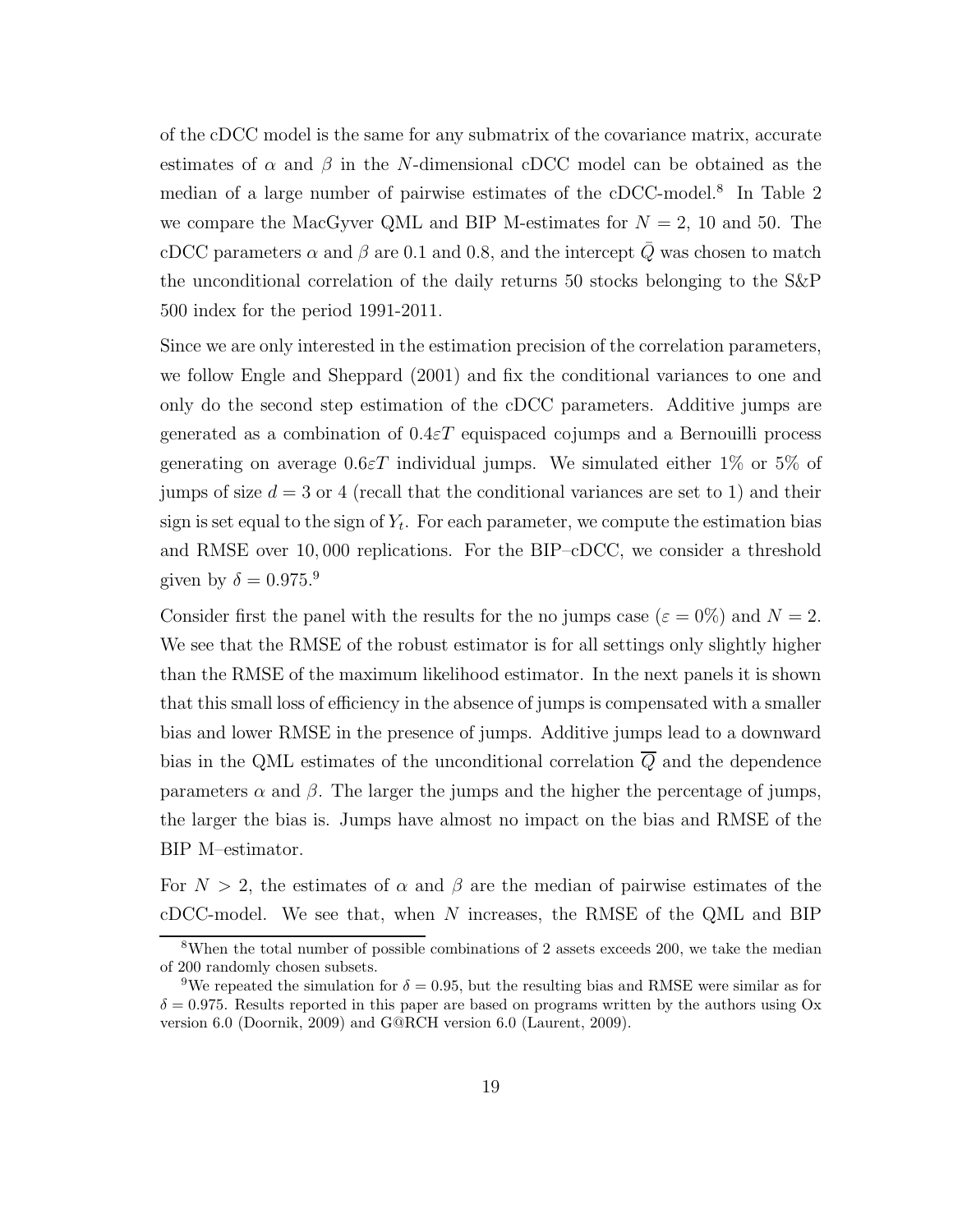of the cDCC model is the same for any submatrix of the covariance matrix, accurate estimates of $\alpha$ and $\beta$ in the $N$-dimensional cDCC model can be obtained as the median of a large number of pairwise estimates of the cDCC-model.[8] In Table 2 we compare the MacGyver QML and BIP M-estimates for $N = 2$, 10 and 50. The cDCC parameters $\alpha$ and $\beta$ are 0.1 and 0.8, and the intercept $\bar{Q}$ was chosen to match the unconditional correlation of the daily returns 50 stocks belonging to the S&P 500 index for the period 1991-2011.

Since we are only interested in the estimation precision of the correlation parameters, we follow Engle and Sheppard (2001) and fix the conditional variances to one and only do the second step estimation of the cDCC parameters. Additive jumps are generated as a combination of $0.4\varepsilon T$ equispaced cojumps and a Bernouilli process generating on average $0.6\varepsilon T$ individual jumps. We simulated either 1% or 5% of jumps of size $d = 3$ or 4 (recall that the conditional variances are set to 1) and their sign is set equal to the sign of $Y_t$. For each parameter, we compute the estimation bias and RMSE over 10,000 replications. For the BIP–cDCC, we consider a threshold given by $\delta = 0.975$.[9]

Consider first the panel with the results for the no jumps case ($\varepsilon = 0\%$) and $N = 2$. We see that the RMSE of the robust estimator is for all settings only slightly higher than the RMSE of the maximum likelihood estimator. In the next panels it is shown that this small loss of efficiency in the absence of jumps is compensated with a smaller bias and lower RMSE in the presence of jumps. Additive jumps lead to a downward bias in the QML estimates of the unconditional correlation $\overline{Q}$ and the dependence parameters $\alpha$ and $\beta$. The larger the jumps and the higher the percentage of jumps, the larger the bias is. Jumps have almost no impact on the bias and RMSE of the BIP M–estimator.

For $N > 2$, the estimates of $\alpha$ and $\beta$ are the median of pairwise estimates of the cDCC-model. We see that, when $N$ increases, the RMSE of the QML and BIP

[8] When the total number of possible combinations of 2 assets exceeds 200, we take the median of 200 randomly chosen subsets.

[9] We repeated the simulation for $\delta = 0.95$, but the resulting bias and RMSE were similar as for $\delta = 0.975$. Results reported in this paper are based on programs written by the authors using Ox version 6.0 (Doornik, 2009) and G@RCH version 6.0 (Laurent, 2009).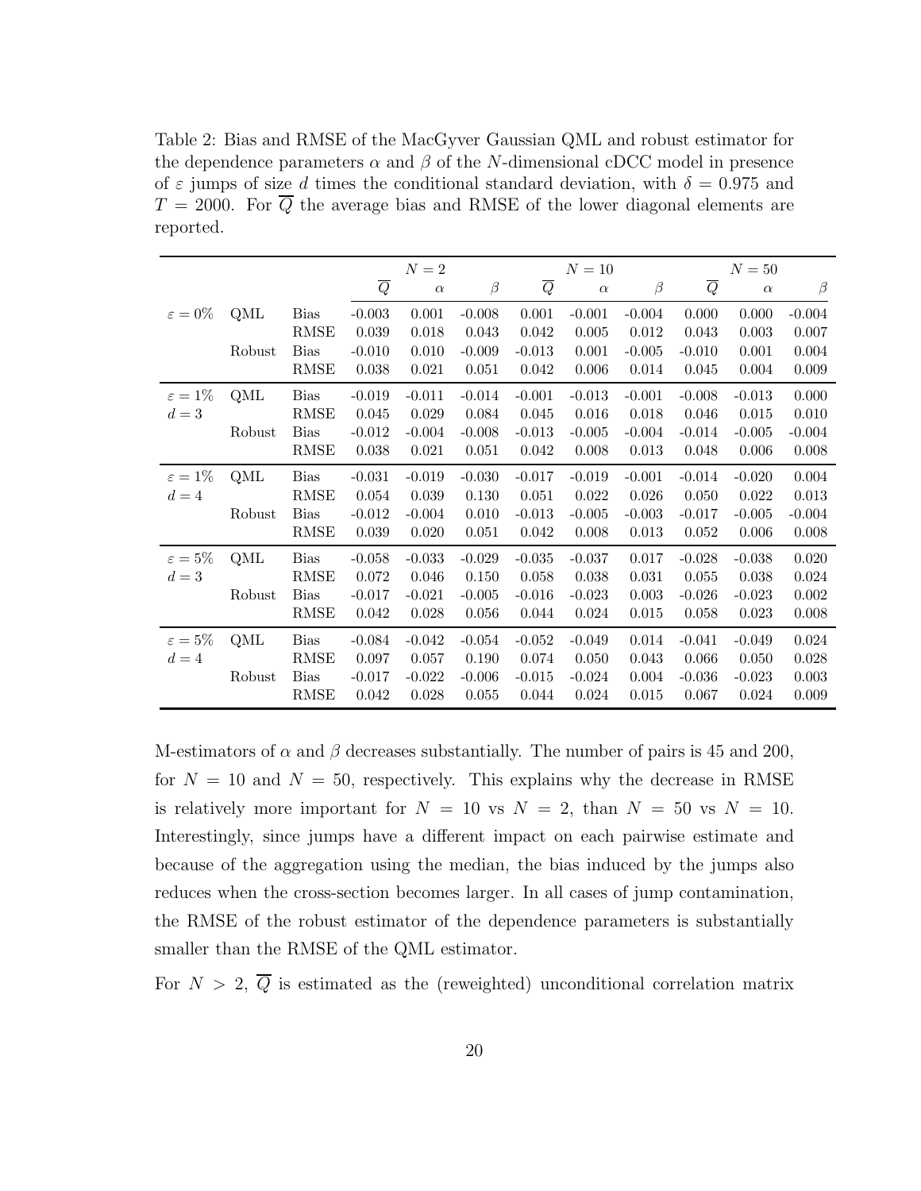Table 2: Bias and RMSE of the MacGyver Gaussian QML and robust estimator for the dependence parameters $\alpha$ and $\beta$ of the $N$-dimensional cDCC model in presence of $\varepsilon$ jumps of size $d$ times the conditional standard deviation, with $\delta = 0.975$ and $T = 2000$. For $\overline{Q}$ the average bias and RMSE of the lower diagonal elements are reported.

| | | | $N=2$ | | | $N=10$ | | | $N=50$ | | |
|---|---|---|---|---|---|---|---|---|---|---|---|
| | | | $\overline{Q}$ | $\alpha$ | $\beta$ | $\overline{Q}$ | $\alpha$ | $\beta$ | $\overline{Q}$ | $\alpha$ | $\beta$ |
| $\varepsilon = 0\%$ | QML | Bias | -0.003 | 0.001 | -0.008 | 0.001 | -0.001 | -0.004 | 0.000 | 0.000 | -0.004 |
| | | RMSE | 0.039 | 0.018 | 0.043 | 0.042 | 0.005 | 0.012 | 0.043 | 0.003 | 0.007 |
| | Robust | Bias | -0.010 | 0.010 | -0.009 | -0.013 | 0.001 | -0.005 | -0.010 | 0.001 | 0.004 |
| | | RMSE | 0.038 | 0.021 | 0.051 | 0.042 | 0.006 | 0.014 | 0.045 | 0.004 | 0.009 |
| $\varepsilon = 1\%$ $d = 3$ | QML | Bias | -0.019 | -0.011 | -0.014 | -0.001 | -0.013 | -0.001 | -0.008 | -0.013 | 0.000 |
| | | RMSE | 0.045 | 0.029 | 0.084 | 0.045 | 0.016 | 0.018 | 0.046 | 0.015 | 0.010 |
| | Robust | Bias | -0.012 | -0.004 | -0.008 | -0.013 | -0.005 | -0.004 | -0.014 | -0.005 | -0.004 |
| | | RMSE | 0.038 | 0.021 | 0.051 | 0.042 | 0.008 | 0.013 | 0.048 | 0.006 | 0.008 |
| $\varepsilon = 1\%$ $d = 4$ | QML | Bias | -0.031 | -0.019 | -0.030 | -0.017 | -0.019 | -0.001 | -0.014 | -0.020 | 0.004 |
| | | RMSE | 0.054 | 0.039 | 0.130 | 0.051 | 0.022 | 0.026 | 0.050 | 0.022 | 0.013 |
| | Robust | Bias | -0.012 | -0.004 | 0.010 | -0.013 | -0.005 | -0.003 | -0.017 | -0.005 | -0.004 |
| | | RMSE | 0.039 | 0.020 | 0.051 | 0.042 | 0.008 | 0.013 | 0.052 | 0.006 | 0.008 |
| $\varepsilon = 5\%$ $d = 3$ | QML | Bias | -0.058 | -0.033 | -0.029 | -0.035 | -0.037 | 0.017 | -0.028 | -0.038 | 0.020 |
| | | RMSE | 0.072 | 0.046 | 0.150 | 0.058 | 0.038 | 0.031 | 0.055 | 0.038 | 0.024 |
| | Robust | Bias | -0.017 | -0.021 | -0.005 | -0.016 | -0.023 | 0.003 | -0.026 | -0.023 | 0.002 |
| | | RMSE | 0.042 | 0.028 | 0.056 | 0.044 | 0.024 | 0.015 | 0.058 | 0.023 | 0.008 |
| $\varepsilon = 5\%$ $d = 4$ | QML | Bias | -0.084 | -0.042 | -0.054 | -0.052 | -0.049 | 0.014 | -0.041 | -0.049 | 0.024 |
| | | RMSE | 0.097 | 0.057 | 0.190 | 0.074 | 0.050 | 0.043 | 0.066 | 0.050 | 0.028 |
| | Robust | Bias | -0.017 | -0.022 | -0.006 | -0.015 | -0.024 | 0.004 | -0.036 | -0.023 | 0.003 |
| | | RMSE | 0.042 | 0.028 | 0.055 | 0.044 | 0.024 | 0.015 | 0.067 | 0.024 | 0.009 |

M-estimators of $\alpha$ and $\beta$ decreases substantially. The number of pairs is 45 and 200, for $N = 10$ and $N = 50$, respectively. This explains why the decrease in RMSE is relatively more important for $N = 10$ vs $N = 2$, than $N = 50$ vs $N = 10$. Interestingly, since jumps have a different impact on each pairwise estimate and because of the aggregation using the median, the bias induced by the jumps also reduces when the cross-section becomes larger. In all cases of jump contamination, the RMSE of the robust estimator of the dependence parameters is substantially smaller than the RMSE of the QML estimator.

For $N > 2$, $\overline{Q}$ is estimated as the (reweighted) unconditional correlation matrix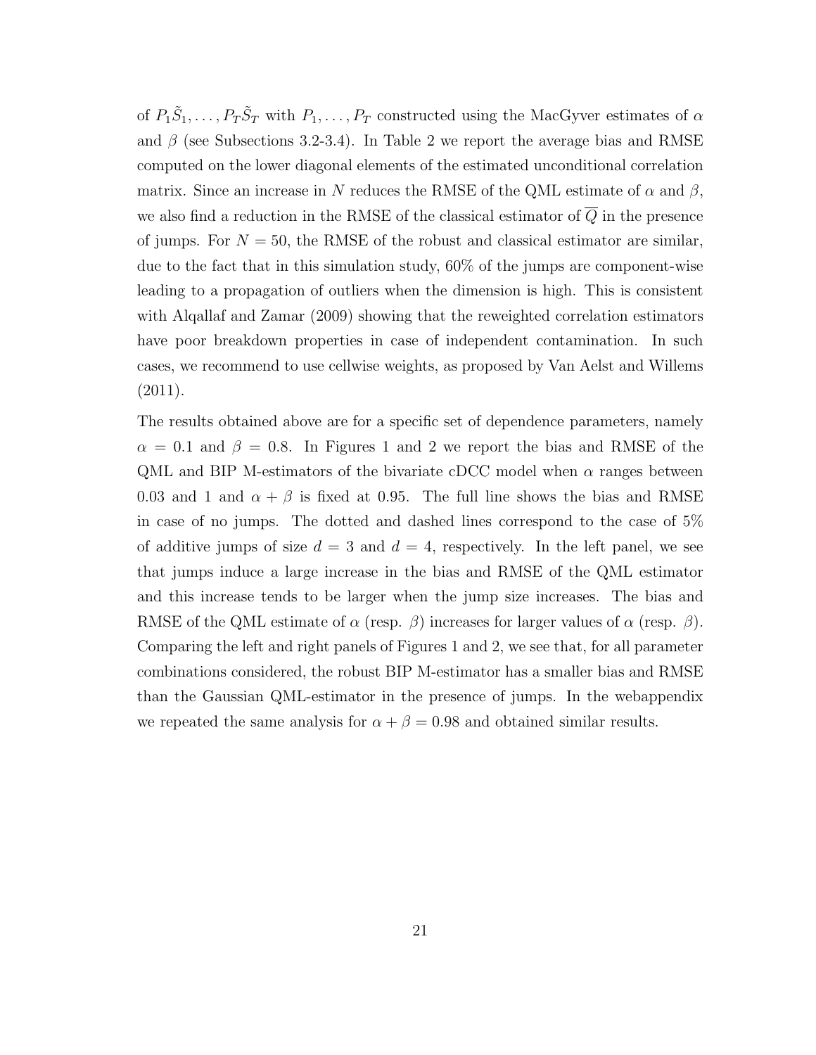of $P_1\tilde{S}_1, \ldots, P_T\tilde{S}_T$ with $P_1, \ldots, P_T$ constructed using the MacGyver estimates of $\alpha$ and $\beta$ (see Subsections 3.2-3.4). In Table 2 we report the average bias and RMSE computed on the lower diagonal elements of the estimated unconditional correlation matrix. Since an increase in $N$ reduces the RMSE of the QML estimate of $\alpha$ and $\beta$, we also find a reduction in the RMSE of the classical estimator of $\overline{Q}$ in the presence of jumps. For $N = 50$, the RMSE of the robust and classical estimator are similar, due to the fact that in this simulation study, 60% of the jumps are component-wise leading to a propagation of outliers when the dimension is high. This is consistent with Alqallaf and Zamar (2009) showing that the reweighted correlation estimators have poor breakdown properties in case of independent contamination. In such cases, we recommend to use cellwise weights, as proposed by Van Aelst and Willems (2011).

The results obtained above are for a specific set of dependence parameters, namely $\alpha = 0.1$ and $\beta = 0.8$. In Figures 1 and 2 we report the bias and RMSE of the QML and BIP M-estimators of the bivariate cDCC model when $\alpha$ ranges between 0.03 and 1 and $\alpha + \beta$ is fixed at 0.95. The full line shows the bias and RMSE in case of no jumps. The dotted and dashed lines correspond to the case of 5% of additive jumps of size $d = 3$ and $d = 4$, respectively. In the left panel, we see that jumps induce a large increase in the bias and RMSE of the QML estimator and this increase tends to be larger when the jump size increases. The bias and RMSE of the QML estimate of $\alpha$ (resp. $\beta$) increases for larger values of $\alpha$ (resp. $\beta$). Comparing the left and right panels of Figures 1 and 2, we see that, for all parameter combinations considered, the robust BIP M-estimator has a smaller bias and RMSE than the Gaussian QML-estimator in the presence of jumps. In the webappendix we repeated the same analysis for $\alpha + \beta = 0.98$ and obtained similar results.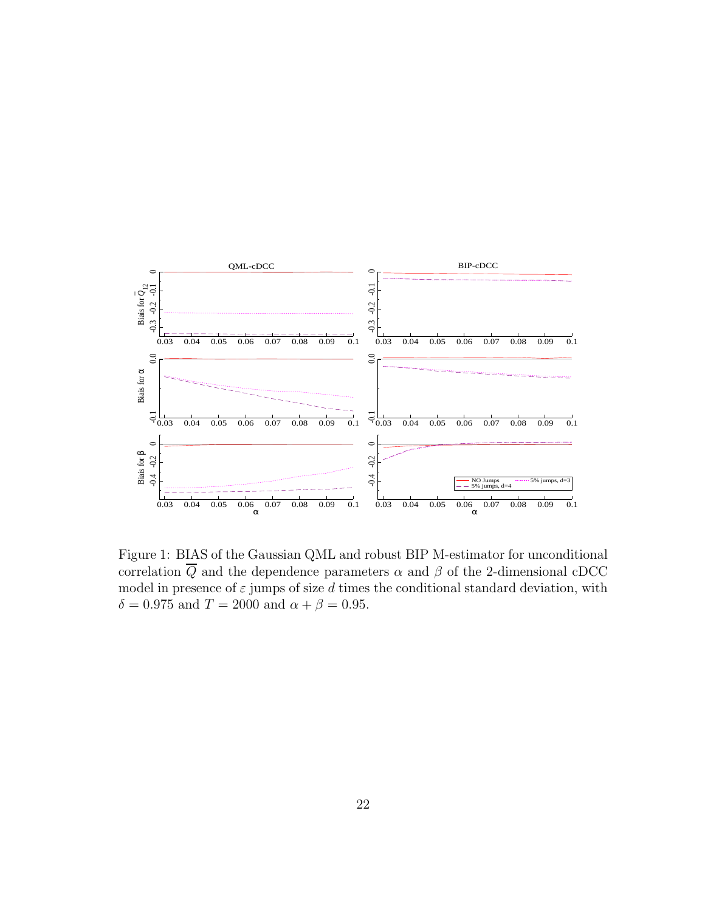Figure 1: BIAS of the Gaussian QML and robust BIP M-estimator for unconditional correlation $\overline{Q}$ and the dependence parameters $\alpha$ and $\beta$ of the 2-dimensional cDCC model in presence of $\varepsilon$ jumps of size $d$ times the conditional standard deviation, with $\delta = 0.975$ and $T = 2000$ and $\alpha + \beta = 0.95$.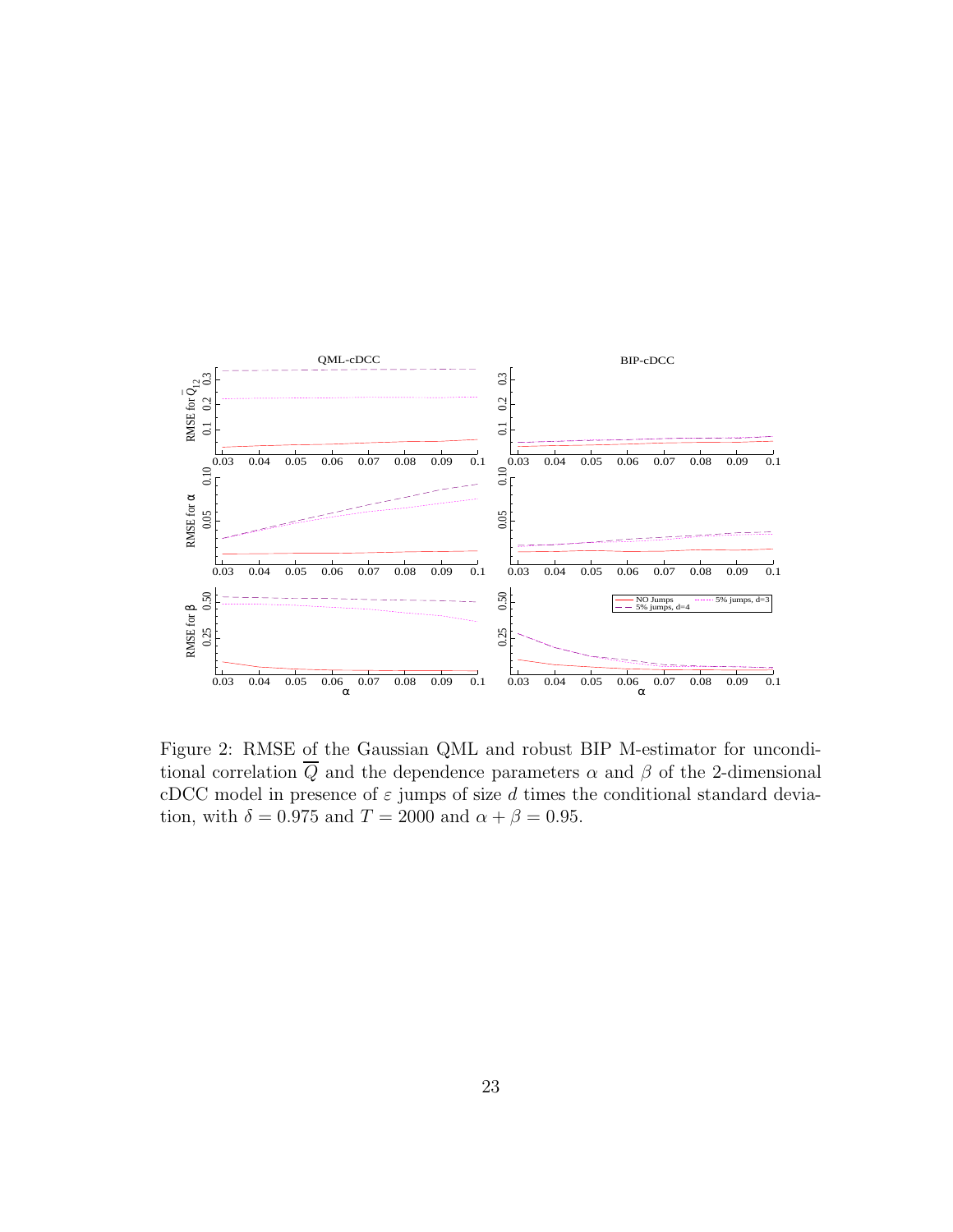Figure 2: RMSE of the Gaussian QML and robust BIP M-estimator for unconditional correlation $\overline{Q}$ and the dependence parameters $\alpha$ and $\beta$ of the 2-dimensional cDCC model in presence of $\varepsilon$ jumps of size $d$ times the conditional standard deviation, with $\delta = 0.975$ and $T = 2000$ and $\alpha + \beta = 0.95$.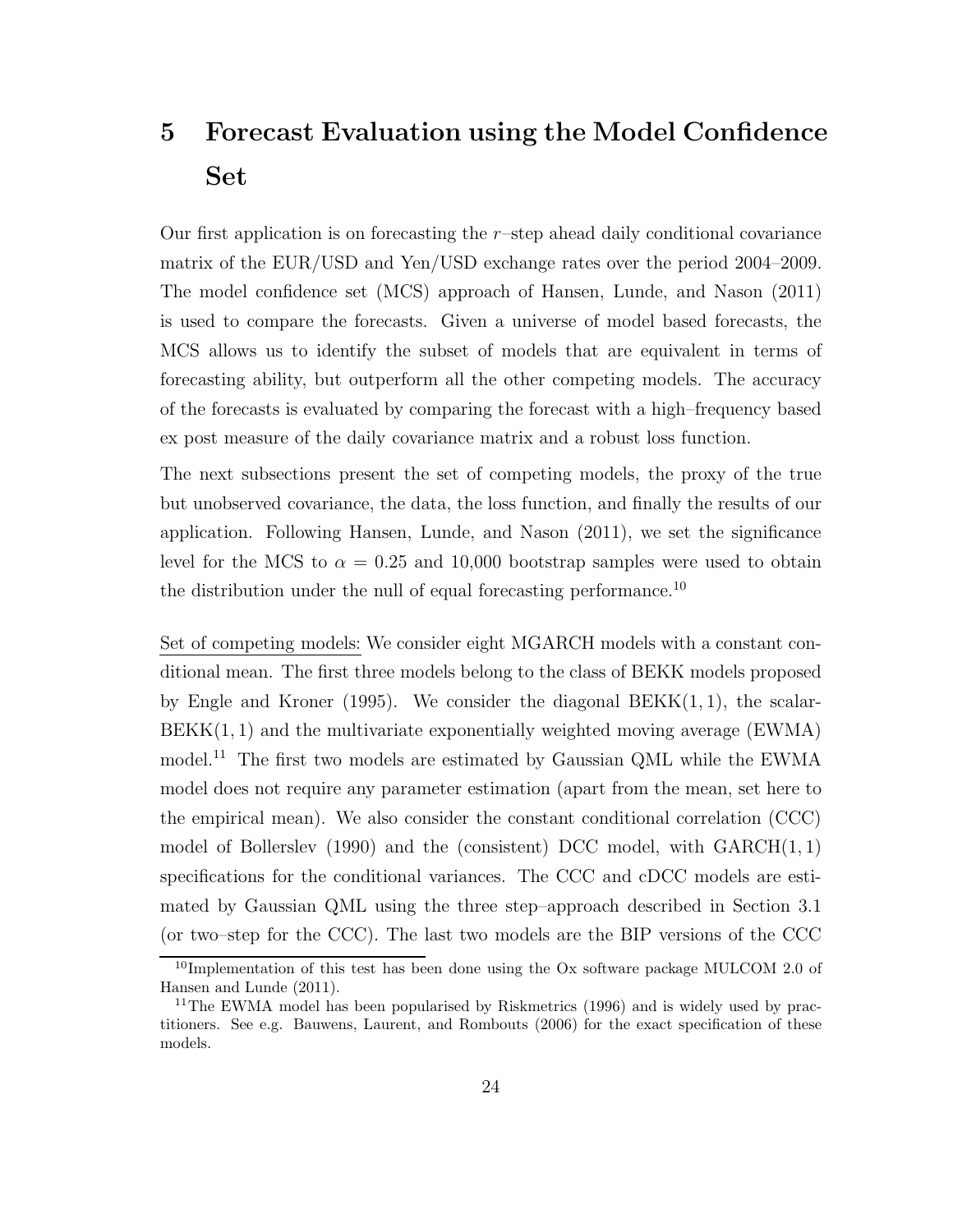# 5 Forecast Evaluation using the Model Confidence Set

Our first application is on forecasting the $r$–step ahead daily conditional covariance matrix of the EUR/USD and Yen/USD exchange rates over the period 2004–2009. The model confidence set (MCS) approach of Hansen, Lunde, and Nason (2011) is used to compare the forecasts. Given a universe of model based forecasts, the MCS allows us to identify the subset of models that are equivalent in terms of forecasting ability, but outperform all the other competing models. The accuracy of the forecasts is evaluated by comparing the forecast with a high–frequency based ex post measure of the daily covariance matrix and a robust loss function.

The next subsections present the set of competing models, the proxy of the true but unobserved covariance, the data, the loss function, and finally the results of our application. Following Hansen, Lunde, and Nason (2011), we set the significance level for the MCS to $\alpha = 0.25$ and 10,000 bootstrap samples were used to obtain the distribution under the null of equal forecasting performance.[10]

Set of competing models: We consider eight MGARCH models with a constant conditional mean. The first three models belong to the class of BEKK models proposed by Engle and Kroner (1995). We consider the diagonal BEKK$(1,1)$, the scalar-BEKK$(1,1)$ and the multivariate exponentially weighted moving average (EWMA) model.[11] The first two models are estimated by Gaussian QML while the EWMA model does not require any parameter estimation (apart from the mean, set here to the empirical mean). We also consider the constant conditional correlation (CCC) model of Bollerslev (1990) and the (consistent) DCC model, with GARCH$(1,1)$ specifications for the conditional variances. The CCC and cDCC models are estimated by Gaussian QML using the three step–approach described in Section 3.1 (or two–step for the CCC). The last two models are the BIP versions of the CCC

[10] Implementation of this test has been done using the Ox software package MULCOM 2.0 of Hansen and Lunde (2011).

[11] The EWMA model has been popularised by Riskmetrics (1996) and is widely used by practitioners. See e.g. Bauwens, Laurent, and Rombouts (2006) for the exact specification of these models.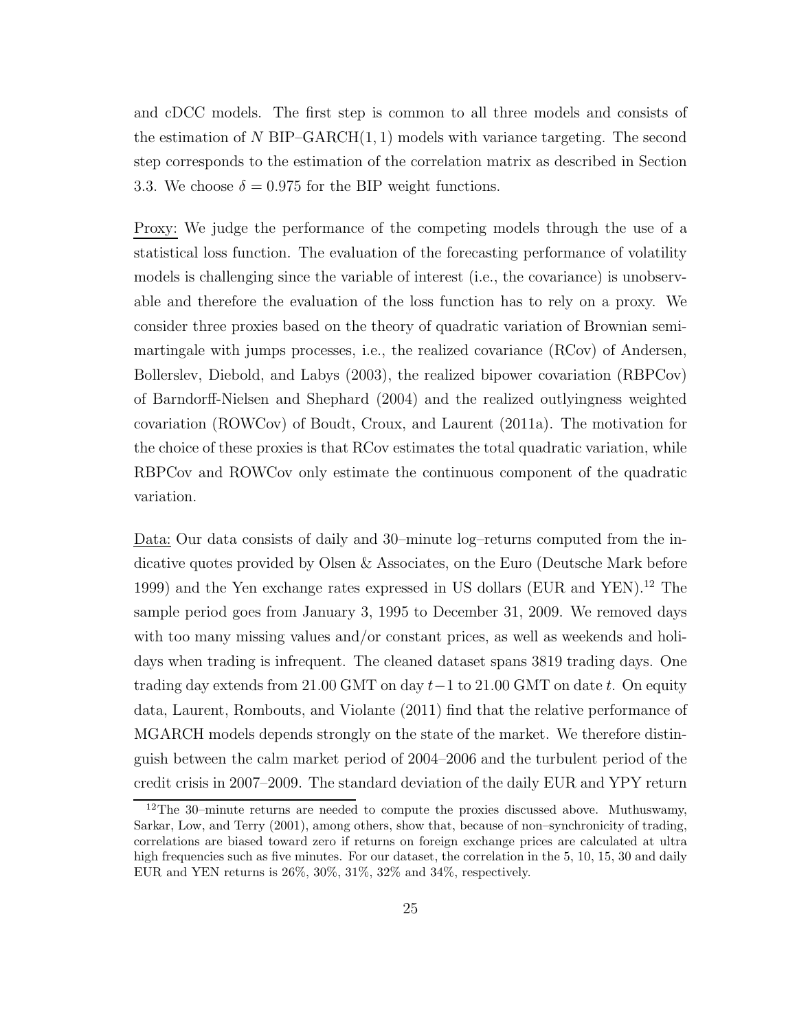and cDCC models. The first step is common to all three models and consists of the estimation of $N$ BIP–GARCH$(1,1)$ models with variance targeting. The second step corresponds to the estimation of the correlation matrix as described in Section 3.3. We choose $\delta = 0.975$ for the BIP weight functions.

Proxy: We judge the performance of the competing models through the use of a statistical loss function. The evaluation of the forecasting performance of volatility models is challenging since the variable of interest (i.e., the covariance) is unobservable and therefore the evaluation of the loss function has to rely on a proxy. We consider three proxies based on the theory of quadratic variation of Brownian semimartingale with jumps processes, i.e., the realized covariance (RCov) of Andersen, Bollerslev, Diebold, and Labys (2003), the realized bipower covariation (RBPCov) of Barndorff-Nielsen and Shephard (2004) and the realized outlyingness weighted covariation (ROWCov) of Boudt, Croux, and Laurent (2011a). The motivation for the choice of these proxies is that RCov estimates the total quadratic variation, while RBPCov and ROWCov only estimate the continuous component of the quadratic variation.

Data: Our data consists of daily and 30–minute log–returns computed from the indicative quotes provided by Olsen & Associates, on the Euro (Deutsche Mark before 1999) and the Yen exchange rates expressed in US dollars (EUR and YEN).[12] The sample period goes from January 3, 1995 to December 31, 2009. We removed days with too many missing values and/or constant prices, as well as weekends and holidays when trading is infrequent. The cleaned dataset spans 3819 trading days. One trading day extends from 21.00 GMT on day $t-1$ to 21.00 GMT on date $t$. On equity data, Laurent, Rombouts, and Violante (2011) find that the relative performance of MGARCH models depends strongly on the state of the market. We therefore distinguish between the calm market period of 2004–2006 and the turbulent period of the credit crisis in 2007–2009. The standard deviation of the daily EUR and YPY return

[12] The 30–minute returns are needed to compute the proxies discussed above. Muthuswamy, Sarkar, Low, and Terry (2001), among others, show that, because of non–synchronicity of trading, correlations are biased toward zero if returns on foreign exchange prices are calculated at ultra high frequencies such as five minutes. For our dataset, the correlation in the 5, 10, 15, 30 and daily EUR and YEN returns is 26%, 30%, 31%, 32% and 34%, respectively.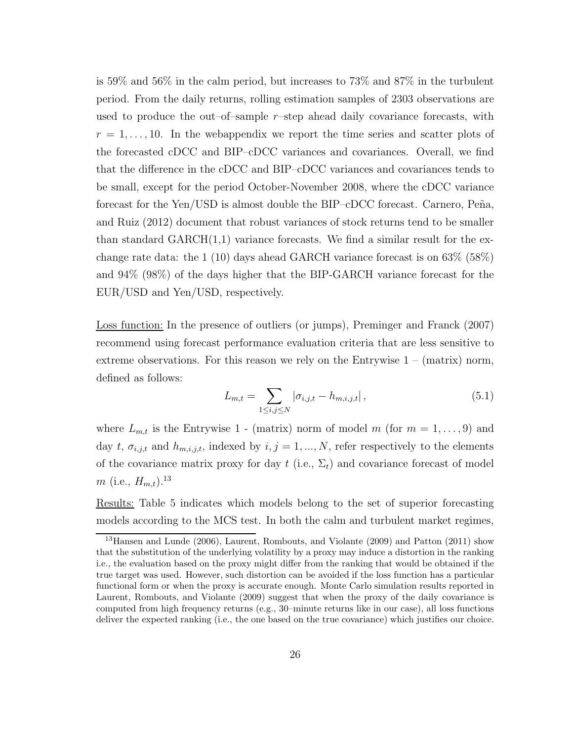is 59% and 56% in the calm period, but increases to 73% and 87% in the turbulent period. From the daily returns, rolling estimation samples of 2303 observations are used to produce the out–of–sample $r$–step ahead daily covariance forecasts, with $r = 1, \ldots, 10$. In the webappendix we report the time series and scatter plots of the forecasted cDCC and BIP–cDCC variances and covariances. Overall, we find that the difference in the cDCC and BIP–cDCC variances and covariances tends to be small, except for the period October-November 2008, where the cDCC variance forecast for the Yen/USD is almost double the BIP–cDCC forecast. Carnero, Peña, and Ruiz (2012) document that robust variances of stock returns tend to be smaller than standard GARCH(1,1) variance forecasts. We find a similar result for the exchange rate data: the 1 (10) days ahead GARCH variance forecast is on 63% (58%) and 94% (98%) of the days higher that the BIP-GARCH variance forecast for the EUR/USD and Yen/USD, respectively.

Loss function: In the presence of outliers (or jumps), Preminger and Franck (2007) recommend using forecast performance evaluation criteria that are less sensitive to extreme observations. For this reason we rely on the Entrywise 1 – (matrix) norm, defined as follows:

$$L_{m,t} = \sum_{1 \leq i,j \leq N} |\sigma_{i,j,t} - h_{m,i,j,t}|, \tag{5.1}$$

where $L_{m,t}$ is the Entrywise 1 - (matrix) norm of model $m$ (for $m = 1, \ldots, 9$) and day $t$, $\sigma_{i,j,t}$ and $h_{m,i,j,t}$, indexed by $i, j = 1, ..., N$, refer respectively to the elements of the covariance matrix proxy for day $t$ (i.e., $\Sigma_t$) and covariance forecast of model $m$ (i.e., $H_{m,t}$).[13]

Results: Table 5 indicates which models belong to the set of superior forecasting models according to the MCS test. In both the calm and turbulent market regimes,

[13] Hansen and Lunde (2006), Laurent, Rombouts, and Violante (2009) and Patton (2011) show that the substitution of the underlying volatility by a proxy may induce a distortion in the ranking i.e., the evaluation based on the proxy might differ from the ranking that would be obtained if the true target was used. However, such distortion can be avoided if the loss function has a particular functional form or when the proxy is accurate enough. Monte Carlo simulation results reported in Laurent, Rombouts, and Violante (2009) suggest that when the proxy of the daily covariance is computed from high frequency returns (e.g., 30–minute returns like in our case), all loss functions deliver the expected ranking (i.e., the one based on the true covariance) which justifies our choice.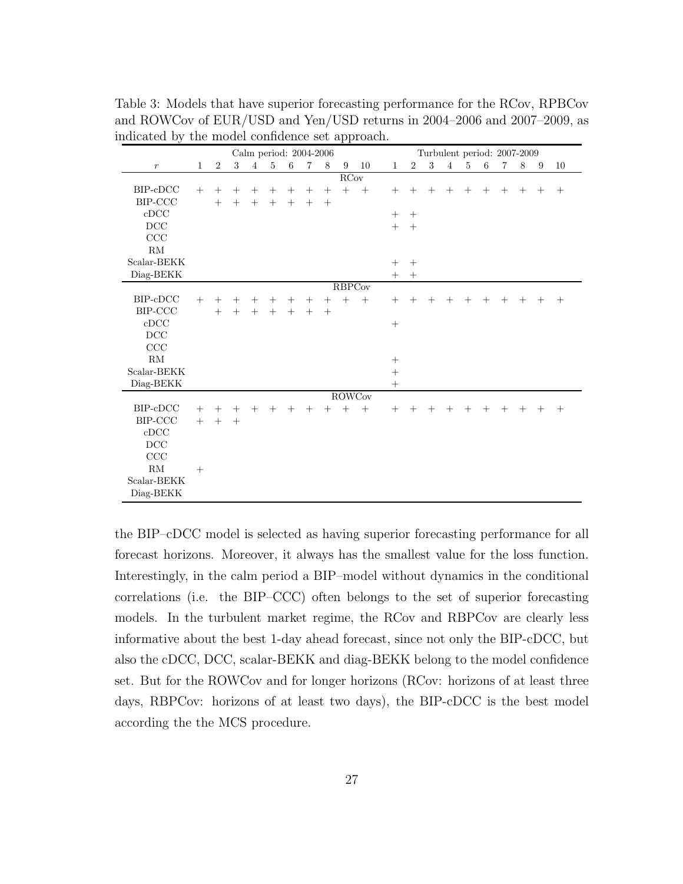Table 3: Models that have superior forecasting performance for the RCov, RPBCov and ROWCov of EUR/USD and Yen/USD returns in 2004–2006 and 2007–2009, as indicated by the model confidence set approach.

| | Calm period: 2004-2006 | | | | | | | | | | Turbulent period: 2007-2009 | | | | | | | | | |
|---|---|---|---|---|---|---|---|---|---|---|---|---|---|---|---|---|---|---|---|---|
| $r$ | 1 | 2 | 3 | 4 | 5 | 6 | 7 | 8 | 9 | 10 | 1 | 2 | 3 | 4 | 5 | 6 | 7 | 8 | 9 | 10 |
| | | | | | | | | | RCov | | | | | | | | | | | |
| BIP-cDCC | + | + | + | + | + | + | + | + | + | + | + | + | + | + | + | + | + | + | + | + |
| BIP-CCC | | + | + | + | + | + | + | + | | | | | | | | | | | | |
| cDCC | | | | | | | | | | | + | + | | | | | | | | |
| DCC | | | | | | | | | | | + | + | | | | | | | | |
| CCC | | | | | | | | | | | | | | | | | | | | |
| RM | | | | | | | | | | | | | | | | | | | | |
| Scalar-BEKK | | | | | | | | | | | + | + | | | | | | | | |
| Diag-BEKK | | | | | | | | | | | + | + | | | | | | | | |
| | | | | | | | | | RBPCov | | | | | | | | | | | |
| BIP-cDCC | + | + | + | + | + | + | + | + | + | + | + | + | + | + | + | + | + | + | + | + |
| BIP-CCC | | + | + | + | + | + | + | + | | | | | | | | | | | | |
| cDCC | | | | | | | | | | | + | | | | | | | | | |
| DCC | | | | | | | | | | | | | | | | | | | | |
| CCC | | | | | | | | | | | | | | | | | | | | |
| RM | | | | | | | | | | | + | | | | | | | | | |
| Scalar-BEKK | | | | | | | | | | | + | | | | | | | | | |
| Diag-BEKK | | | | | | | | | | | + | | | | | | | | | |
| | | | | | | | | | ROWCov | | | | | | | | | | | |
| BIP-cDCC | + | + | + | + | + | + | + | + | + | + | + | + | + | + | + | + | + | + | + | + |
| BIP-CCC | + | + | + | | | | | | | | | | | | | | | | | |
| cDCC | | | | | | | | | | | | | | | | | | | | |
| DCC | | | | | | | | | | | | | | | | | | | | |
| CCC | | | | | | | | | | | | | | | | | | | | |
| RM | + | | | | | | | | | | | | | | | | | | | |
| Scalar-BEKK | | | | | | | | | | | | | | | | | | | | |
| Diag-BEKK | | | | | | | | | | | | | | | | | | | | |

the BIP–cDCC model is selected as having superior forecasting performance for all forecast horizons. Moreover, it always has the smallest value for the loss function. Interestingly, in the calm period a BIP–model without dynamics in the conditional correlations (i.e. the BIP–CCC) often belongs to the set of superior forecasting models. In the turbulent market regime, the RCov and RBPCov are clearly less informative about the best 1-day ahead forecast, since not only the BIP-cDCC, but also the cDCC, DCC, scalar-BEKK and diag-BEKK belong to the model confidence set. But for the ROWCov and for longer horizons (RCov: horizons of at least three days, RBPCov: horizons of at least two days), the BIP-cDCC is the best model according the the MCS procedure.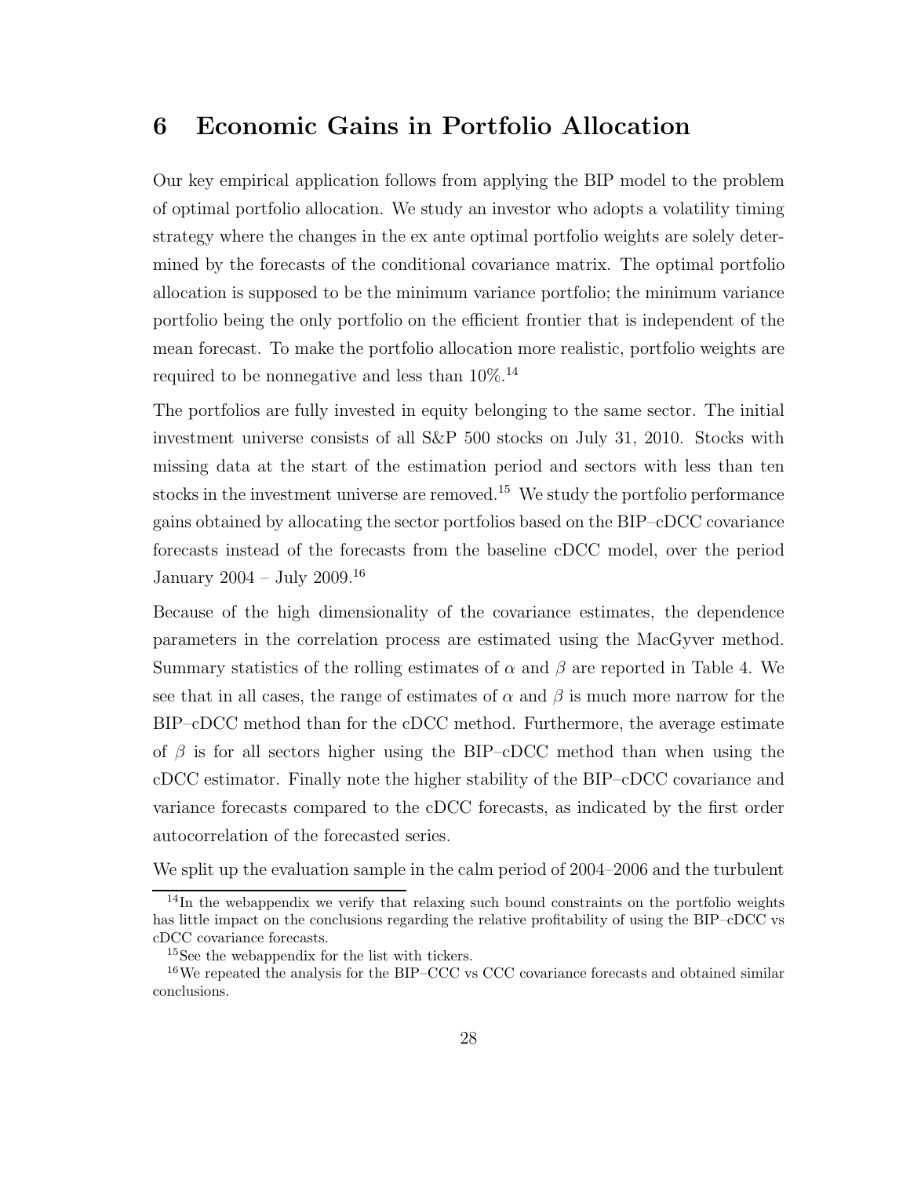# 6 Economic Gains in Portfolio Allocation

Our key empirical application follows from applying the BIP model to the problem of optimal portfolio allocation. We study an investor who adopts a volatility timing strategy where the changes in the ex ante optimal portfolio weights are solely determined by the forecasts of the conditional covariance matrix. The optimal portfolio allocation is supposed to be the minimum variance portfolio; the minimum variance portfolio being the only portfolio on the efficient frontier that is independent of the mean forecast. To make the portfolio allocation more realistic, portfolio weights are required to be nonnegative and less than 10%.[14]

The portfolios are fully invested in equity belonging to the same sector. The initial investment universe consists of all S&P 500 stocks on July 31, 2010. Stocks with missing data at the start of the estimation period and sectors with less than ten stocks in the investment universe are removed.[15] We study the portfolio performance gains obtained by allocating the sector portfolios based on the BIP–cDCC covariance forecasts instead of the forecasts from the baseline cDCC model, over the period January 2004 – July 2009.[16]

Because of the high dimensionality of the covariance estimates, the dependence parameters in the correlation process are estimated using the MacGyver method. Summary statistics of the rolling estimates of $\alpha$ and $\beta$ are reported in Table 4. We see that in all cases, the range of estimates of $\alpha$ and $\beta$ is much more narrow for the BIP–cDCC method than for the cDCC method. Furthermore, the average estimate of $\beta$ is for all sectors higher using the BIP–cDCC method than when using the cDCC estimator. Finally note the higher stability of the BIP–cDCC covariance and variance forecasts compared to the cDCC forecasts, as indicated by the first order autocorrelation of the forecasted series.

We split up the evaluation sample in the calm period of 2004–2006 and the turbulent

---

[14] In the webappendix we verify that relaxing such bound constraints on the portfolio weights has little impact on the conclusions regarding the relative profitability of using the BIP–cDCC vs cDCC covariance forecasts.

[15] See the webappendix for the list with tickers.

[16] We repeated the analysis for the BIP–CCC vs CCC covariance forecasts and obtained similar conclusions.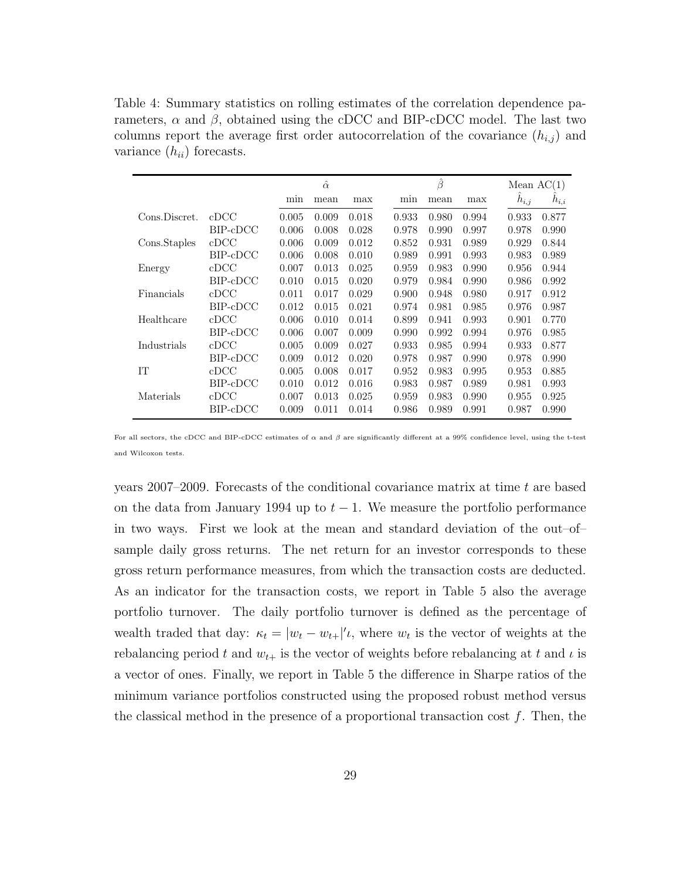Table 4: Summary statistics on rolling estimates of the correlation dependence parameters, $\alpha$ and $\beta$, obtained using the cDCC and BIP-cDCC model. The last two columns report the average first order autocorrelation of the covariance ($h_{i,j}$) and variance ($h_{ii}$) forecasts.

| | | $\hat{\alpha}$ | | | $\hat{\beta}$ | | | Mean AC(1) | |
|---|---|---|---|---|---|---|---|---|---|
| | | min | mean | max | min | mean | max | $\hat{h}_{i,j}$ | $\hat{h}_{i,i}$ |
| Cons.Discret. | cDCC | 0.005 | 0.009 | 0.018 | 0.933 | 0.980 | 0.994 | 0.933 | 0.877 |
| | BIP-cDCC | 0.006 | 0.008 | 0.028 | 0.978 | 0.990 | 0.997 | 0.978 | 0.990 |
| Cons.Staples | cDCC | 0.006 | 0.009 | 0.012 | 0.852 | 0.931 | 0.989 | 0.929 | 0.844 |
| | BIP-cDCC | 0.006 | 0.008 | 0.010 | 0.989 | 0.991 | 0.993 | 0.983 | 0.989 |
| Energy | cDCC | 0.007 | 0.013 | 0.025 | 0.959 | 0.983 | 0.990 | 0.956 | 0.944 |
| | BIP-cDCC | 0.010 | 0.015 | 0.020 | 0.979 | 0.984 | 0.990 | 0.986 | 0.992 |
| Financials | cDCC | 0.011 | 0.017 | 0.029 | 0.900 | 0.948 | 0.980 | 0.917 | 0.912 |
| | BIP-cDCC | 0.012 | 0.015 | 0.021 | 0.974 | 0.981 | 0.985 | 0.976 | 0.987 |
| Healthcare | cDCC | 0.006 | 0.010 | 0.014 | 0.899 | 0.941 | 0.993 | 0.901 | 0.770 |
| | BIP-cDCC | 0.006 | 0.007 | 0.009 | 0.990 | 0.992 | 0.994 | 0.976 | 0.985 |
| Industrials | cDCC | 0.005 | 0.009 | 0.027 | 0.933 | 0.985 | 0.994 | 0.933 | 0.877 |
| | BIP-cDCC | 0.009 | 0.012 | 0.020 | 0.978 | 0.987 | 0.990 | 0.978 | 0.990 |
| IT | cDCC | 0.005 | 0.008 | 0.017 | 0.952 | 0.983 | 0.995 | 0.953 | 0.885 |
| | BIP-cDCC | 0.010 | 0.012 | 0.016 | 0.983 | 0.987 | 0.989 | 0.981 | 0.993 |
| Materials | cDCC | 0.007 | 0.013 | 0.025 | 0.959 | 0.983 | 0.990 | 0.955 | 0.925 |
| | BIP-cDCC | 0.009 | 0.011 | 0.014 | 0.986 | 0.989 | 0.991 | 0.987 | 0.990 |

For all sectors, the cDCC and BIP-cDCC estimates of $\alpha$ and $\beta$ are significantly different at a 99% confidence level, using the t-test and Wilcoxon tests.

years 2007–2009. Forecasts of the conditional covariance matrix at time $t$ are based on the data from January 1994 up to $t-1$. We measure the portfolio performance in two ways. First we look at the mean and standard deviation of the out–of–sample daily gross returns. The net return for an investor corresponds to these gross return performance measures, from which the transaction costs are deducted. As an indicator for the transaction costs, we report in Table 5 also the average portfolio turnover. The daily portfolio turnover is defined as the percentage of wealth traded that day: $\kappa_t = |w_t - w_{t+}|'\iota$, where $w_t$ is the vector of weights at the rebalancing period $t$ and $w_{t+}$ is the vector of weights before rebalancing at $t$ and $\iota$ is a vector of ones. Finally, we report in Table 5 the difference in Sharpe ratios of the minimum variance portfolios constructed using the proposed robust method versus the classical method in the presence of a proportional transaction cost $f$. Then, the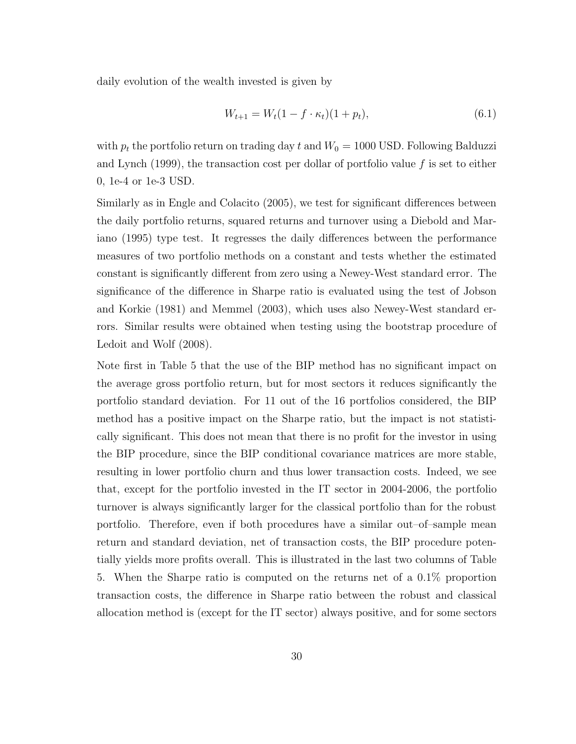daily evolution of the wealth invested is given by

$$W_{t+1} = W_t(1 - f \cdot \kappa_t)(1 + p_t), \tag{6.1}$$

with $p_t$ the portfolio return on trading day $t$ and $W_0 = 1000$ USD. Following Balduzzi and Lynch (1999), the transaction cost per dollar of portfolio value $f$ is set to either 0, 1e-4 or 1e-3 USD.

Similarly as in Engle and Colacito (2005), we test for significant differences between the daily portfolio returns, squared returns and turnover using a Diebold and Mariano (1995) type test. It regresses the daily differences between the performance measures of two portfolio methods on a constant and tests whether the estimated constant is significantly different from zero using a Newey-West standard error. The significance of the difference in Sharpe ratio is evaluated using the test of Jobson and Korkie (1981) and Memmel (2003), which uses also Newey-West standard errors. Similar results were obtained when testing using the bootstrap procedure of Ledoit and Wolf (2008).

Note first in Table 5 that the use of the BIP method has no significant impact on the average gross portfolio return, but for most sectors it reduces significantly the portfolio standard deviation. For 11 out of the 16 portfolios considered, the BIP method has a positive impact on the Sharpe ratio, but the impact is not statistically significant. This does not mean that there is no profit for the investor in using the BIP procedure, since the BIP conditional covariance matrices are more stable, resulting in lower portfolio churn and thus lower transaction costs. Indeed, we see that, except for the portfolio invested in the IT sector in 2004-2006, the portfolio turnover is always significantly larger for the classical portfolio than for the robust portfolio. Therefore, even if both procedures have a similar out–of–sample mean return and standard deviation, net of transaction costs, the BIP procedure potentially yields more profits overall. This is illustrated in the last two columns of Table 5. When the Sharpe ratio is computed on the returns net of a 0.1% proportion transaction costs, the difference in Sharpe ratio between the robust and classical allocation method is (except for the IT sector) always positive, and for some sectors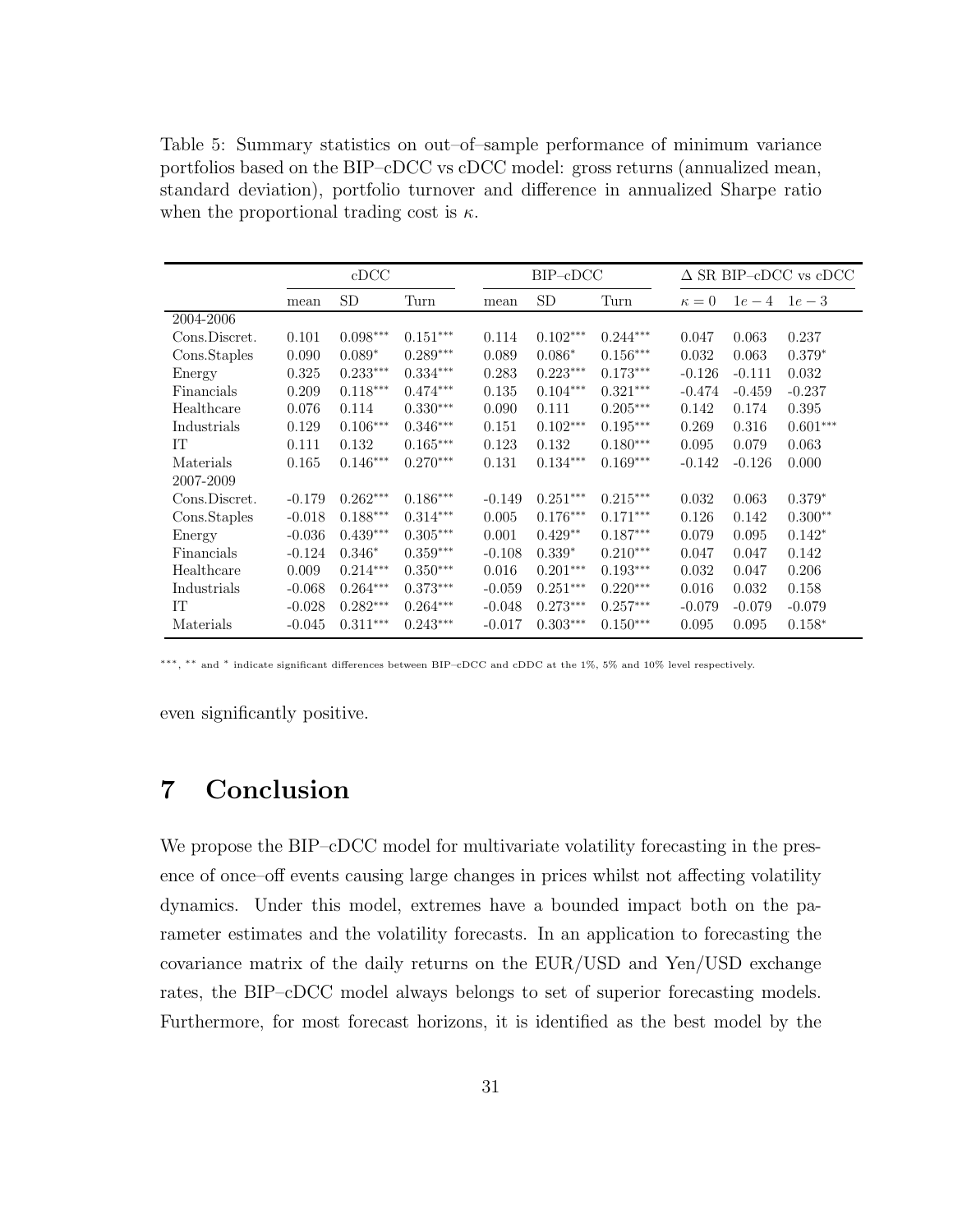Table 5: Summary statistics on out–of–sample performance of minimum variance portfolios based on the BIP–cDCC vs cDCC model: gross returns (annualized mean, standard deviation), portfolio turnover and difference in annualized Sharpe ratio when the proportional trading cost is $\kappa$.

| | cDCC | | | BIP–cDCC | | | $\Delta$ SR BIP–cDCC vs cDCC | | |
|---|---|---|---|---|---|---|---|---|---|
| | mean | SD | Turn | mean | SD | Turn | $\kappa = 0$ | $1e-4$ | $1e-3$ |
| 2004-2006 | | | | | | | | | |
| Cons.Discret. | 0.101 | $0.098^{***}$ | $0.151^{***}$ | 0.114 | $0.102^{***}$ | $0.244^{***}$ | 0.047 | 0.063 | 0.237 |
| Cons.Staples | 0.090 | $0.089^{*}$ | $0.289^{***}$ | 0.089 | $0.086^{*}$ | $0.156^{***}$ | 0.032 | 0.063 | $0.379^{*}$ |
| Energy | 0.325 | $0.233^{***}$ | $0.334^{***}$ | 0.283 | $0.223^{***}$ | $0.173^{***}$ | -0.126 | -0.111 | 0.032 |
| Financials | 0.209 | $0.118^{***}$ | $0.474^{***}$ | 0.135 | $0.104^{***}$ | $0.321^{***}$ | -0.474 | -0.459 | -0.237 |
| Healthcare | 0.076 | 0.114 | $0.330^{***}$ | 0.090 | 0.111 | $0.205^{***}$ | 0.142 | 0.174 | 0.395 |
| Industrials | 0.129 | $0.106^{***}$ | $0.346^{***}$ | 0.151 | $0.102^{***}$ | $0.195^{***}$ | 0.269 | 0.316 | $0.601^{***}$ |
| IT | 0.111 | 0.132 | $0.165^{***}$ | 0.123 | 0.132 | $0.180^{***}$ | 0.095 | 0.079 | 0.063 |
| Materials | 0.165 | $0.146^{***}$ | $0.270^{***}$ | 0.131 | $0.134^{***}$ | $0.169^{***}$ | -0.142 | -0.126 | 0.000 |
| 2007-2009 | | | | | | | | | |
| Cons.Discret. | -0.179 | $0.262^{***}$ | $0.186^{***}$ | -0.149 | $0.251^{***}$ | $0.215^{***}$ | 0.032 | 0.063 | $0.379^{*}$ |
| Cons.Staples | -0.018 | $0.188^{***}$ | $0.314^{***}$ | 0.005 | $0.176^{***}$ | $0.171^{***}$ | 0.126 | 0.142 | $0.300^{**}$ |
| Energy | -0.036 | $0.439^{***}$ | $0.305^{***}$ | 0.001 | $0.429^{**}$ | $0.187^{***}$ | 0.079 | 0.095 | $0.142^{*}$ |
| Financials | -0.124 | $0.346^{*}$ | $0.359^{***}$ | -0.108 | $0.339^{*}$ | $0.210^{***}$ | 0.047 | 0.047 | 0.142 |
| Healthcare | 0.009 | $0.214^{***}$ | $0.350^{***}$ | 0.016 | $0.201^{***}$ | $0.193^{***}$ | 0.032 | 0.047 | 0.206 |
| Industrials | -0.068 | $0.264^{***}$ | $0.373^{***}$ | -0.059 | $0.251^{***}$ | $0.220^{***}$ | 0.016 | 0.032 | 0.158 |
| IT | -0.028 | $0.282^{***}$ | $0.264^{***}$ | -0.048 | $0.273^{***}$ | $0.257^{***}$ | -0.079 | -0.079 | -0.079 |
| Materials | -0.045 | $0.311^{***}$ | $0.243^{***}$ | -0.017 | $0.303^{***}$ | $0.150^{***}$ | 0.095 | 0.095 | $0.158^{*}$ |

$^{***}$, $^{**}$ and $^{*}$ indicate significant differences between BIP–cDCC and cDDC at the 1%, 5% and 10% level respectively.

even significantly positive.

# 7 Conclusion

We propose the BIP–cDCC model for multivariate volatility forecasting in the presence of once–off events causing large changes in prices whilst not affecting volatility dynamics. Under this model, extremes have a bounded impact both on the parameter estimates and the volatility forecasts. In an application to forecasting the covariance matrix of the daily returns on the EUR/USD and Yen/USD exchange rates, the BIP–cDCC model always belongs to set of superior forecasting models. Furthermore, for most forecast horizons, it is identified as the best model by the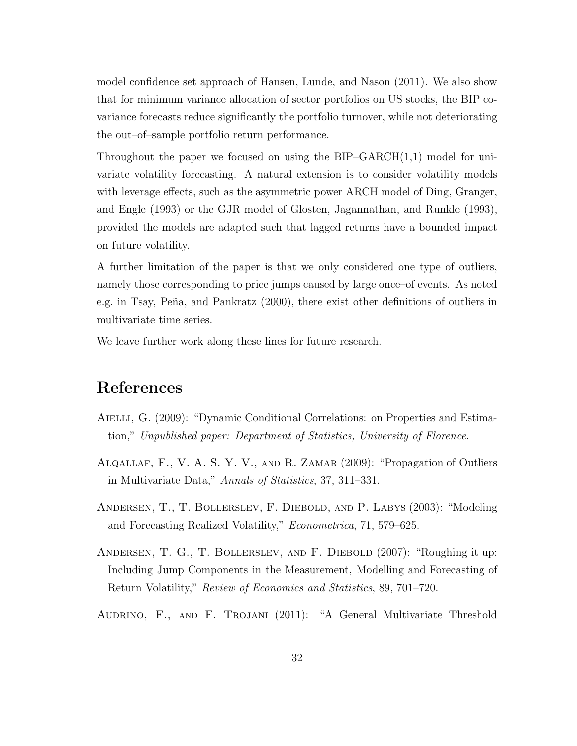model confidence set approach of Hansen, Lunde, and Nason (2011). We also show that for minimum variance allocation of sector portfolios on US stocks, the BIP covariance forecasts reduce significantly the portfolio turnover, while not deteriorating the out–of–sample portfolio return performance.

Throughout the paper we focused on using the BIP–GARCH(1,1) model for univariate volatility forecasting. A natural extension is to consider volatility models with leverage effects, such as the asymmetric power ARCH model of Ding, Granger, and Engle (1993) or the GJR model of Glosten, Jagannathan, and Runkle (1993), provided the models are adapted such that lagged returns have a bounded impact on future volatility.

A further limitation of the paper is that we only considered one type of outliers, namely those corresponding to price jumps caused by large once–of events. As noted e.g. in Tsay, Peña, and Pankratz (2000), there exist other definitions of outliers in multivariate time series.

We leave further work along these lines for future research.

# References

Aielli, G. (2009): "Dynamic Conditional Correlations: on Properties and Estimation," *Unpublished paper: Department of Statistics, University of Florence*.

Alqallaf, F., V. A. S. Y. V., and R. Zamar (2009): "Propagation of Outliers in Multivariate Data," *Annals of Statistics*, 37, 311–331.

Andersen, T., T. Bollerslev, F. Diebold, and P. Labys (2003): "Modeling and Forecasting Realized Volatility," *Econometrica*, 71, 579–625.

Andersen, T. G., T. Bollerslev, and F. Diebold (2007): "Roughing it up: Including Jump Components in the Measurement, Modelling and Forecasting of Return Volatility," *Review of Economics and Statistics*, 89, 701–720.

Audrino, F., and F. Trojani (2011): "A General Multivariate Threshold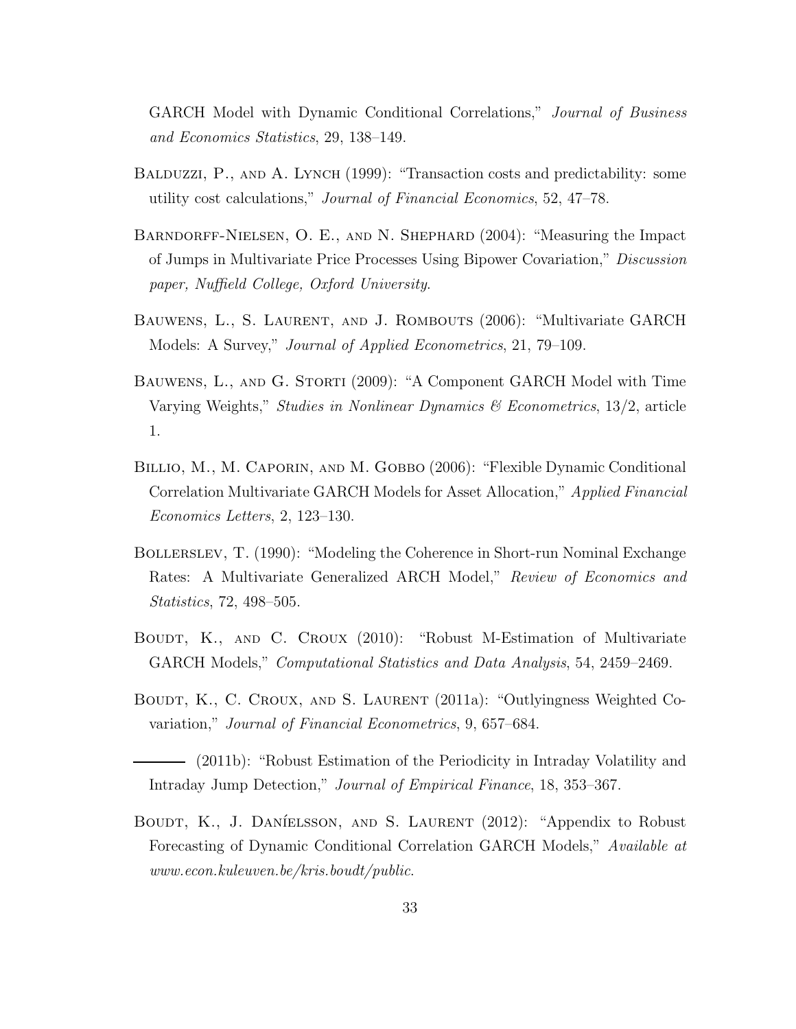GARCH Model with Dynamic Conditional Correlations," *Journal of Business and Economics Statistics*, 29, 138–149.

Balduzzi, P., and A. Lynch (1999): "Transaction costs and predictability: some utility cost calculations," *Journal of Financial Economics*, 52, 47–78.

Barndorff-Nielsen, O. E., and N. Shephard (2004): "Measuring the Impact of Jumps in Multivariate Price Processes Using Bipower Covariation," *Discussion paper, Nuffield College, Oxford University*.

Bauwens, L., S. Laurent, and J. Rombouts (2006): "Multivariate GARCH Models: A Survey," *Journal of Applied Econometrics*, 21, 79–109.

Bauwens, L., and G. Storti (2009): "A Component GARCH Model with Time Varying Weights," *Studies in Nonlinear Dynamics & Econometrics*, 13/2, article 1.

Billio, M., M. Caporin, and M. Gobbo (2006): "Flexible Dynamic Conditional Correlation Multivariate GARCH Models for Asset Allocation," *Applied Financial Economics Letters*, 2, 123–130.

Bollerslev, T. (1990): "Modeling the Coherence in Short-run Nominal Exchange Rates: A Multivariate Generalized ARCH Model," *Review of Economics and Statistics*, 72, 498–505.

Boudt, K., and C. Croux (2010): "Robust M-Estimation of Multivariate GARCH Models," *Computational Statistics and Data Analysis*, 54, 2459–2469.

Boudt, K., C. Croux, and S. Laurent (2011a): "Outlyingness Weighted Covariation," *Journal of Financial Econometrics*, 9, 657–684.

——— (2011b): "Robust Estimation of the Periodicity in Intraday Volatility and Intraday Jump Detection," *Journal of Empirical Finance*, 18, 353–367.

Boudt, K., J. Daníelsson, and S. Laurent (2012): "Appendix to Robust Forecasting of Dynamic Conditional Correlation GARCH Models," *Available at www.econ.kuleuven.be/kris.boudt/public*.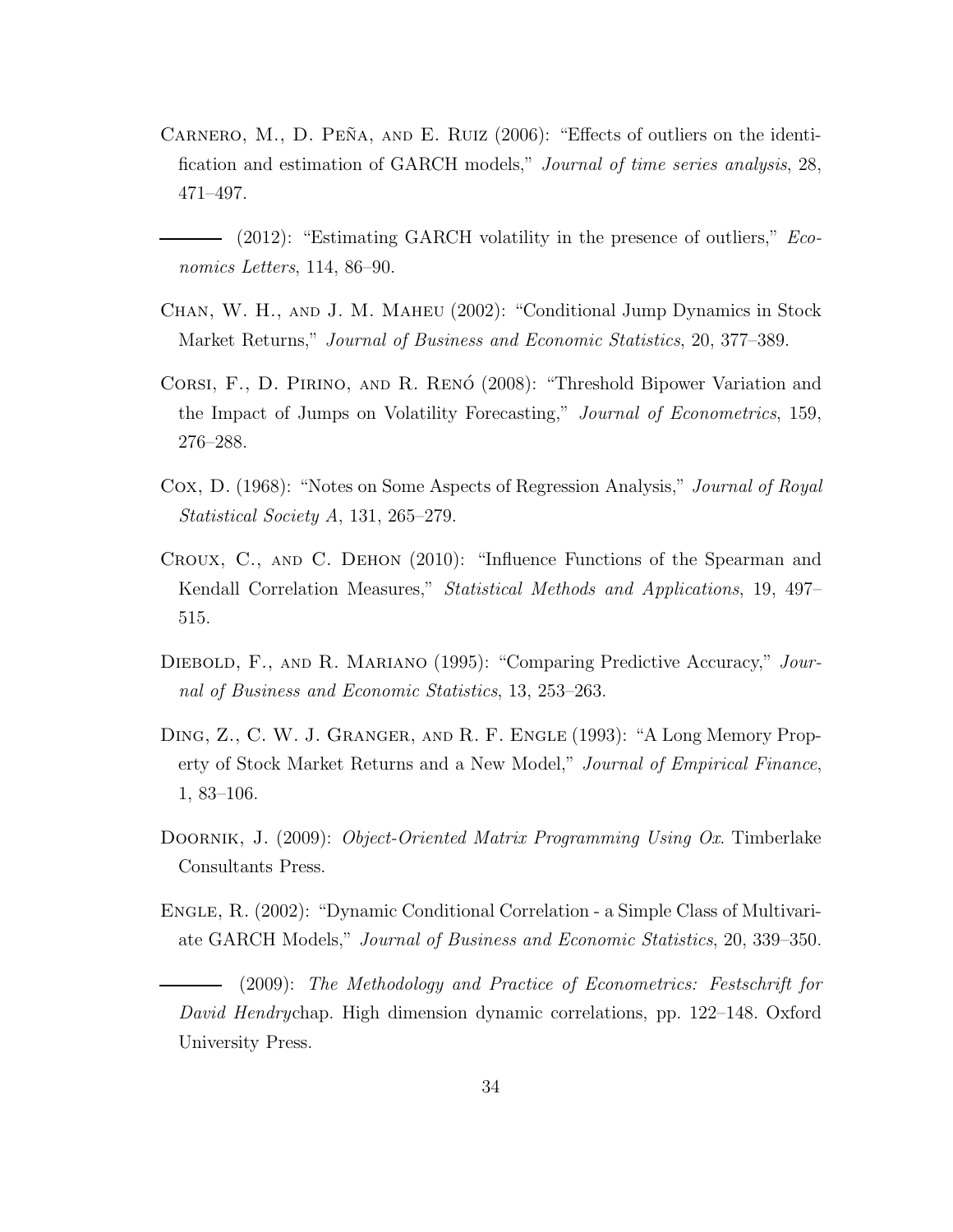Carnero, M., D. Peña, and E. Ruiz (2006): "Effects of outliers on the identification and estimation of GARCH models," *Journal of time series analysis*, 28, 471–497.

——— (2012): "Estimating GARCH volatility in the presence of outliers," *Economics Letters*, 114, 86–90.

Chan, W. H., and J. M. Maheu (2002): "Conditional Jump Dynamics in Stock Market Returns," *Journal of Business and Economic Statistics*, 20, 377–389.

Corsi, F., D. Pirino, and R. Renó (2008): "Threshold Bipower Variation and the Impact of Jumps on Volatility Forecasting," *Journal of Econometrics*, 159, 276–288.

Cox, D. (1968): "Notes on Some Aspects of Regression Analysis," *Journal of Royal Statistical Society A*, 131, 265–279.

Croux, C., and C. Dehon (2010): "Influence Functions of the Spearman and Kendall Correlation Measures," *Statistical Methods and Applications*, 19, 497–515.

Diebold, F., and R. Mariano (1995): "Comparing Predictive Accuracy," *Journal of Business and Economic Statistics*, 13, 253–263.

Ding, Z., C. W. J. Granger, and R. F. Engle (1993): "A Long Memory Property of Stock Market Returns and a New Model," *Journal of Empirical Finance*, 1, 83–106.

Doornik, J. (2009): *Object-Oriented Matrix Programming Using Ox*. Timberlake Consultants Press.

Engle, R. (2002): "Dynamic Conditional Correlation - a Simple Class of Multivariate GARCH Models," *Journal of Business and Economic Statistics*, 20, 339–350.

——— (2009): *The Methodology and Practice of Econometrics: Festschrift for David Hendry*chap. High dimension dynamic correlations, pp. 122–148. Oxford University Press.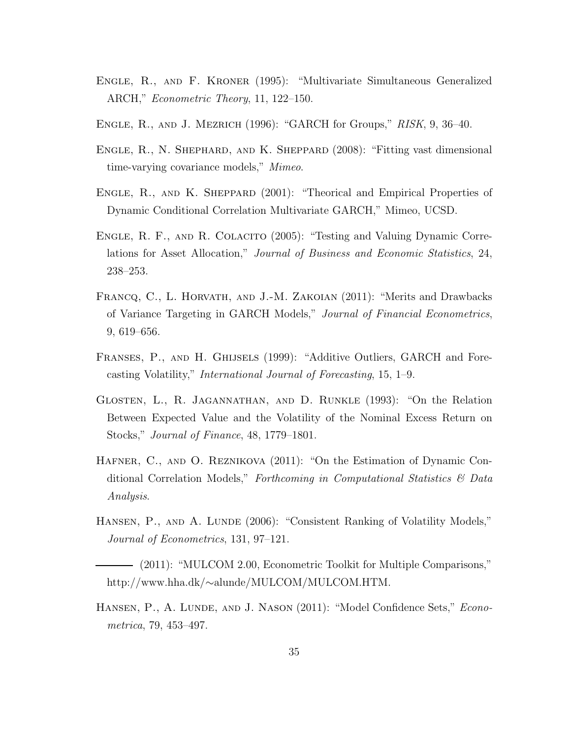Engle, R., and F. Kroner (1995): "Multivariate Simultaneous Generalized ARCH," *Econometric Theory*, 11, 122–150.

Engle, R., and J. Mezrich (1996): "GARCH for Groups," *RISK*, 9, 36–40.

Engle, R., N. Shephard, and K. Sheppard (2008): "Fitting vast dimensional time-varying covariance models," *Mimeo*.

Engle, R., and K. Sheppard (2001): "Theorical and Empirical Properties of Dynamic Conditional Correlation Multivariate GARCH," Mimeo, UCSD.

Engle, R. F., and R. Colacito (2005): "Testing and Valuing Dynamic Correlations for Asset Allocation," *Journal of Business and Economic Statistics*, 24, 238–253.

Francq, C., L. Horvath, and J.-M. Zakoian (2011): "Merits and Drawbacks of Variance Targeting in GARCH Models," *Journal of Financial Econometrics*, 9, 619–656.

Franses, P., and H. Ghijsels (1999): "Additive Outliers, GARCH and Forecasting Volatility," *International Journal of Forecasting*, 15, 1–9.

Glosten, L., R. Jagannathan, and D. Runkle (1993): "On the Relation Between Expected Value and the Volatility of the Nominal Excess Return on Stocks," *Journal of Finance*, 48, 1779–1801.

Hafner, C., and O. Reznikova (2011): "On the Estimation of Dynamic Conditional Correlation Models," *Forthcoming in Computational Statistics & Data Analysis*.

Hansen, P., and A. Lunde (2006): "Consistent Ranking of Volatility Models," *Journal of Econometrics*, 131, 97–121.

——— (2011): "MULCOM 2.00, Econometric Toolkit for Multiple Comparisons," http://www.hha.dk/∼alunde/MULCOM/MULCOM.HTM.

Hansen, P., A. Lunde, and J. Nason (2011): "Model Confidence Sets," *Econometrica*, 79, 453–497.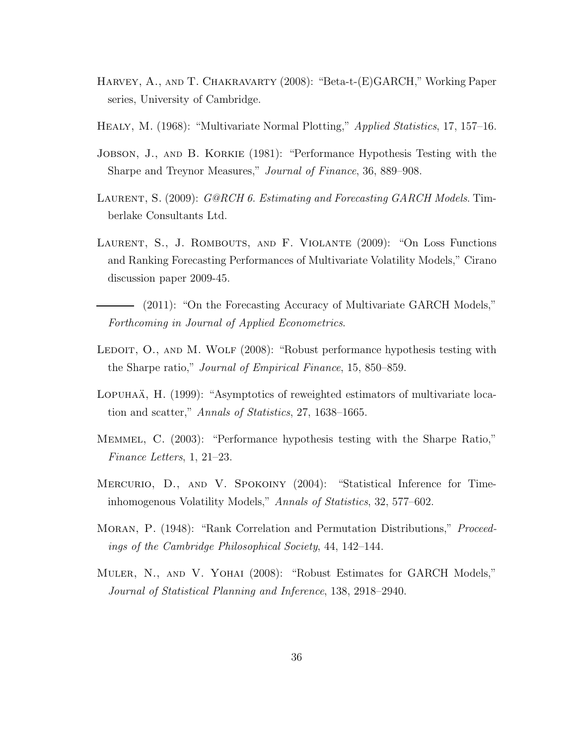Harvey, A., and T. Chakravarty (2008): "Beta-t-(E)GARCH," Working Paper series, University of Cambridge.

Healy, M. (1968): "Multivariate Normal Plotting," *Applied Statistics*, 17, 157–16.

Jobson, J., and B. Korkie (1981): "Performance Hypothesis Testing with the Sharpe and Treynor Measures," *Journal of Finance*, 36, 889–908.

Laurent, S. (2009): *G@RCH 6. Estimating and Forecasting GARCH Models*. Timberlake Consultants Ltd.

Laurent, S., J. Rombouts, and F. Violante (2009): "On Loss Functions and Ranking Forecasting Performances of Multivariate Volatility Models," Cirano discussion paper 2009-45.

——— (2011): "On the Forecasting Accuracy of Multivariate GARCH Models," *Forthcoming in Journal of Applied Econometrics*.

Ledoit, O., and M. Wolf (2008): "Robust performance hypothesis testing with the Sharpe ratio," *Journal of Empirical Finance*, 15, 850–859.

Lopuhaä, H. (1999): "Asymptotics of reweighted estimators of multivariate location and scatter," *Annals of Statistics*, 27, 1638–1665.

Memmel, C. (2003): "Performance hypothesis testing with the Sharpe Ratio," *Finance Letters*, 1, 21–23.

Mercurio, D., and V. Spokoiny (2004): "Statistical Inference for Time-inhomogenous Volatility Models," *Annals of Statistics*, 32, 577–602.

Moran, P. (1948): "Rank Correlation and Permutation Distributions," *Proceedings of the Cambridge Philosophical Society*, 44, 142–144.

Muler, N., and V. Yohai (2008): "Robust Estimates for GARCH Models," *Journal of Statistical Planning and Inference*, 138, 2918–2940.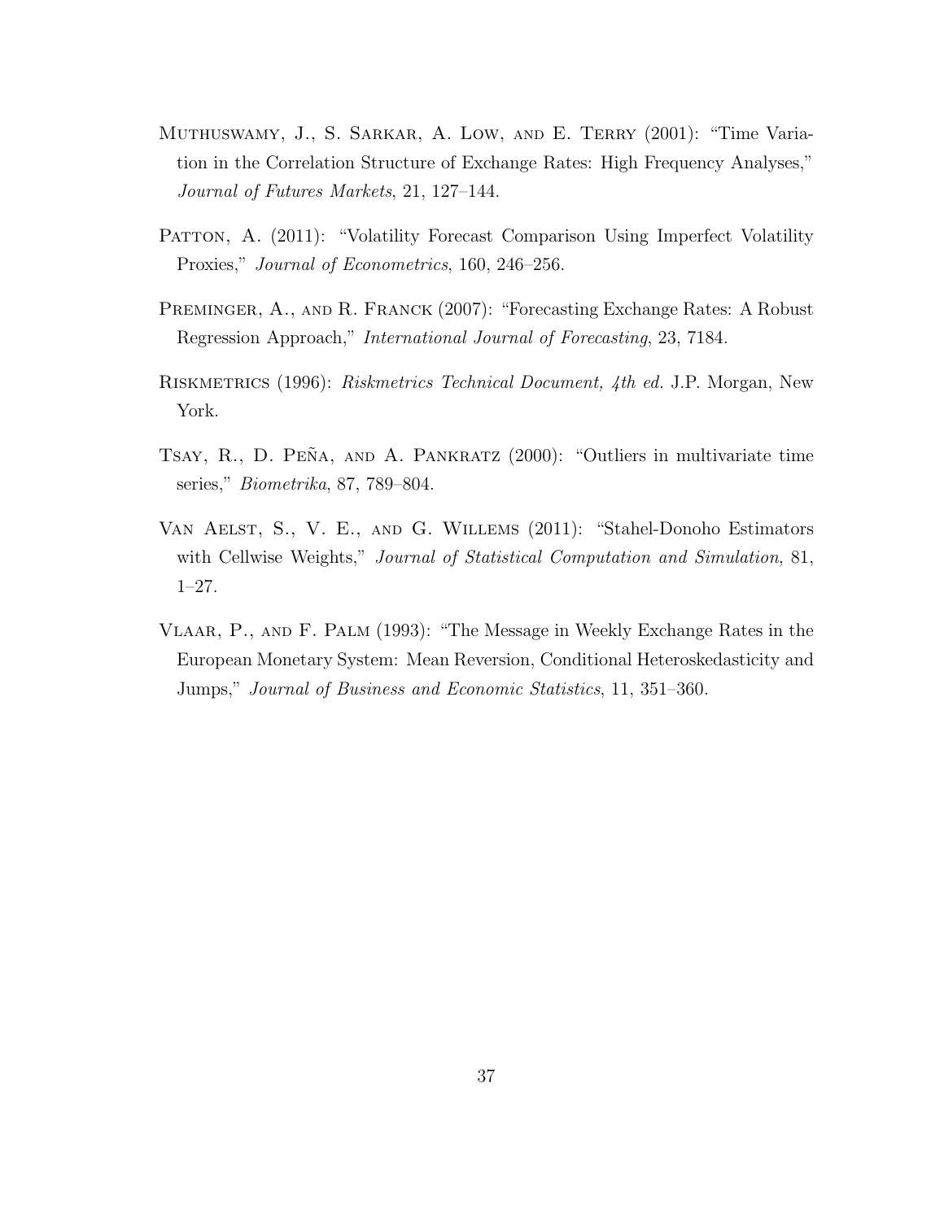Muthuswamy, J., S. Sarkar, A. Low, and E. Terry (2001): "Time Variation in the Correlation Structure of Exchange Rates: High Frequency Analyses," *Journal of Futures Markets*, 21, 127–144.

Patton, A. (2011): "Volatility Forecast Comparison Using Imperfect Volatility Proxies," *Journal of Econometrics*, 160, 246–256.

Preminger, A., and R. Franck (2007): "Forecasting Exchange Rates: A Robust Regression Approach," *International Journal of Forecasting*, 23, 7184.

Riskmetrics (1996): *Riskmetrics Technical Document, 4th ed.* J.P. Morgan, New York.

Tsay, R., D. Peña, and A. Pankratz (2000): "Outliers in multivariate time series," *Biometrika*, 87, 789–804.

Van Aelst, S., V. E., and G. Willems (2011): "Stahel-Donoho Estimators with Cellwise Weights," *Journal of Statistical Computation and Simulation*, 81, 1–27.

Vlaar, P., and F. Palm (1993): "The Message in Weekly Exchange Rates in the European Monetary System: Mean Reversion, Conditional Heteroskedasticity and Jumps," *Journal of Business and Economic Statistics*, 11, 351–360.